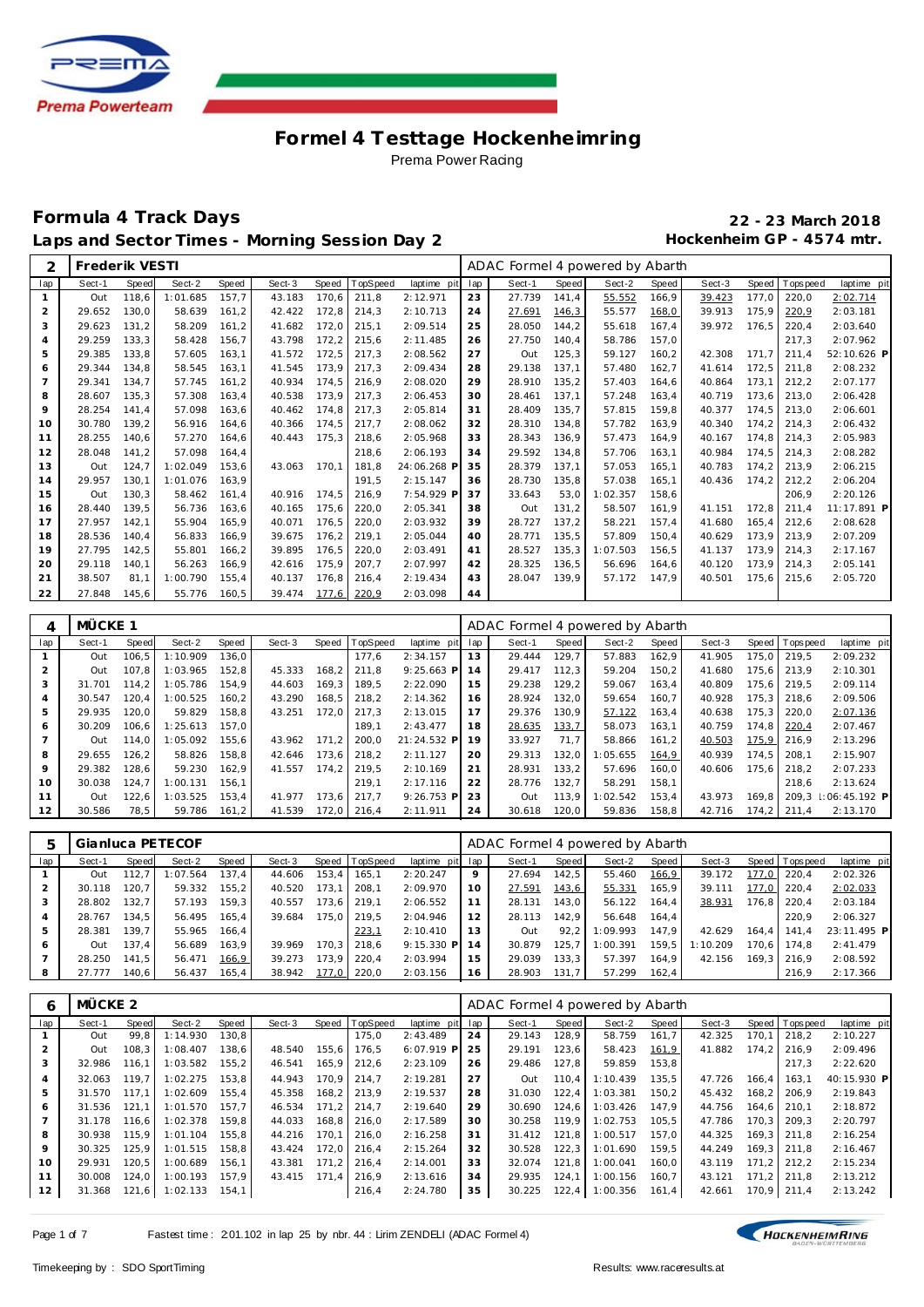# Formel 4 Testtage Hockenheimring

Prema Power Racing

## Formula 4 Track Days

## Laps and Sector Times - Morning Session Day 2

**22 - 23 March 2018**
**Hockenheim GP - 4574 mtr.**

### 2 Frederik VESTI — ADAC Formel 4 powered by Abarth

| lap | Sect-1 | Speed | Sect-2 | Speed | Sect-3 | Speed | TopSpeed | laptime pit | lap | Sect-1 | Speed | Sect-2 | Speed | Sect-3 | Speed | Topspeed | laptime pit |
|---|---|---|---|---|---|---|---|---|---|---|---|---|---|---|---|---|---|
| 1 | Out | 118,6 | 1:01.685 | 157,7 | 43.183 | 170,6 | 211,8 | 2:12.971 | 23 | 27.739 | 141,4 | 55.552 | 166,9 | 39.423 | 177,0 | 220,0 | 2:02.714 |
| 2 | 29.652 | 130,0 | 58.639 | 161,2 | 42.422 | 172,8 | 214,3 | 2:10.713 | 24 | 27.691 | 146,3 | 55.577 | 168,0 | 39.913 | 175,9 | 220,9 | 2:03.181 |
| 3 | 29.623 | 131,2 | 58.209 | 161,2 | 41.682 | 172,0 | 215,1 | 2:09.514 | 25 | 28.050 | 144,2 | 55.618 | 167,4 | 39.972 | 176,5 | 220,4 | 2:03.640 |
| 4 | 29.259 | 133,3 | 58.428 | 156,7 | 43.798 | 172,2 | 215,6 | 2:11.485 | 26 | 27.750 | 140,4 | 58.786 | 157,0 | | | 217,3 | 2:07.962 |
| 5 | 29.385 | 133,8 | 57.605 | 163,1 | 41.572 | 172,5 | 217,3 | 2:08.562 | 27 | Out | 125,3 | 59.127 | 160,2 | 42.308 | 171,7 | 211,4 | 52:10.626 P |
| 6 | 29.344 | 134,8 | 58.545 | 163,1 | 41.545 | 173,9 | 217,3 | 2:09.434 | 28 | 29.138 | 137,1 | 57.480 | 162,7 | 41.614 | 172,5 | 211,8 | 2:08.232 |
| 7 | 29.341 | 134,7 | 57.745 | 161,2 | 40.934 | 174,5 | 216,9 | 2:08.020 | 29 | 28.910 | 135,2 | 57.403 | 164,6 | 40.864 | 173,1 | 212,2 | 2:07.177 |
| 8 | 28.607 | 135,3 | 57.308 | 163,4 | 40.538 | 173,9 | 217,3 | 2:06.453 | 30 | 28.461 | 137,1 | 57.248 | 163,4 | 40.719 | 173,6 | 213,0 | 2:06.428 |
| 9 | 28.254 | 141,4 | 57.098 | 163,6 | 40.462 | 174,8 | 217,3 | 2:05.814 | 31 | 28.409 | 135,7 | 57.815 | 159,8 | 40.377 | 174,5 | 213,0 | 2:06.601 |
| 10 | 30.780 | 139,2 | 56.916 | 164,6 | 40.366 | 174,5 | 217,7 | 2:08.062 | 32 | 28.310 | 134,8 | 57.782 | 163,9 | 40.340 | 174,2 | 214,3 | 2:06.432 |
| 11 | 28.255 | 140,6 | 57.270 | 164,6 | 40.443 | 175,3 | 218,6 | 2:05.968 | 33 | 28.343 | 136,9 | 57.473 | 164,9 | 40.167 | 174,8 | 214,3 | 2:05.983 |
| 12 | 28.048 | 141,2 | 57.098 | 164,4 | | | 218,6 | 2:06.193 | 34 | 29.592 | 134,8 | 57.706 | 163,1 | 40.984 | 174,5 | 214,3 | 2:08.282 |
| 13 | Out | 124,7 | 1:02.049 | 153,6 | 43.063 | 170,1 | 181,8 | 24:06.268 P | 35 | 28.379 | 137,1 | 57.053 | 165,1 | 40.783 | 174,2 | 213,9 | 2:06.215 |
| 14 | 29.957 | 130,1 | 1:01.076 | 163,9 | | | 191,5 | 2:15.147 | 36 | 28.730 | 135,8 | 57.038 | 165,1 | 40.436 | 174,2 | 212,2 | 2:06.204 |
| 15 | Out | 130,3 | 58.462 | 161,4 | 40.916 | 174,5 | 216,9 | 7:54.929 P | 37 | 33.643 | 53,0 | 1:02.357 | 158,6 | | | 206,9 | 2:20.126 |
| 16 | 28.440 | 139,5 | 56.736 | 163,6 | 40.165 | 175,6 | 220,0 | 2:05.341 | 38 | Out | 131,2 | 58.507 | 161,9 | 41.151 | 172,8 | 211,4 | 11:17.891 P |
| 17 | 27.957 | 142,1 | 55.904 | 165,9 | 40.071 | 176,5 | 220,0 | 2:03.932 | 39 | 28.727 | 137,2 | 58.221 | 157,4 | 41.680 | 165,4 | 212,6 | 2:08.628 |
| 18 | 28.536 | 140,4 | 56.833 | 166,9 | 39.675 | 176,2 | 219,1 | 2:05.044 | 40 | 28.771 | 135,5 | 57.809 | 150,4 | 40.629 | 173,9 | 213,9 | 2:07.209 |
| 19 | 27.795 | 142,5 | 55.801 | 166,2 | 39.895 | 176,5 | 220,0 | 2:03.491 | 41 | 28.527 | 135,3 | 1:07.503 | 156,5 | 41.137 | 173,9 | 214,3 | 2:17.167 |
| 20 | 29.118 | 140,1 | 56.263 | 166,9 | 42.616 | 175,9 | 207,7 | 2:07.997 | 42 | 28.325 | 136,5 | 56.696 | 164,6 | 40.120 | 173,9 | 214,3 | 2:05.141 |
| 21 | 38.507 | 81,1 | 1:00.790 | 155,4 | 40.137 | 176,8 | 216,4 | 2:19.434 | 43 | 28.047 | 139,9 | 57.172 | 147,9 | 40.501 | 175,6 | 215,6 | 2:05.720 |
| 22 | 27.848 | 145,6 | 55.776 | 160,5 | 39.474 | 177,6 | 220,9 | 2:03.098 | 44 | | | | | | | | |

### 4 MÜCKE 1 — ADAC Formel 4 powered by Abarth

| lap | Sect-1 | Speed | Sect-2 | Speed | Sect-3 | Speed | TopSpeed | laptime pit | lap | Sect-1 | Speed | Sect-2 | Speed | Sect-3 | Speed | Topspeed | laptime pit |
|---|---|---|---|---|---|---|---|---|---|---|---|---|---|---|---|---|---|
| 1 | Out | 106,5 | 1:10.909 | 136,0 | | | 177,6 | 2:34.157 | 13 | 29.444 | 129,7 | 57.883 | 162,9 | 41.905 | 175,0 | 219,5 | 2:09.232 |
| 2 | Out | 107,8 | 1:03.965 | 152,8 | 45.333 | 168,2 | 211,8 | 9:25.663 P | 14 | 29.417 | 112,3 | 59.204 | 150,2 | 41.680 | 175,6 | 213,9 | 2:10.301 |
| 3 | 31.701 | 114,2 | 1:05.786 | 154,9 | 44.603 | 169,3 | 189,5 | 2:22.090 | 15 | 29.238 | 129,2 | 59.067 | 163,4 | 40.809 | 175,6 | 219,5 | 2:09.114 |
| 4 | 30.547 | 120,4 | 1:00.525 | 160,2 | 43.290 | 168,5 | 218,2 | 2:14.362 | 16 | 28.924 | 132,0 | 59.654 | 160,7 | 40.928 | 175,3 | 218,6 | 2:09.506 |
| 5 | 29.935 | 120,0 | 59.829 | 158,8 | 43.251 | 172,0 | 217,3 | 2:13.015 | 17 | 29.376 | 130,9 | 57.122 | 163,4 | 40.638 | 175,3 | 220,0 | 2:07.136 |
| 6 | 30.209 | 106,6 | 1:25.613 | 157,0 | | | 189,1 | 2:43.477 | 18 | 28.635 | 133,7 | 58.073 | 163,1 | 40.759 | 174,8 | 220,4 | 2:07.467 |
| 7 | Out | 114,0 | 1:05.092 | 155,6 | 43.962 | 171,2 | 200,0 | 21:24.532 P | 19 | 33.927 | 71,7 | 58.866 | 161,2 | 40.503 | 175,9 | 216,9 | 2:13.296 |
| 8 | 29.655 | 126,2 | 58.826 | 158,8 | 42.646 | 173,6 | 218,2 | 2:11.127 | 20 | 29.313 | 132,0 | 1:05.655 | 164,9 | 40.939 | 174,5 | 208,1 | 2:15.907 |
| 9 | 29.382 | 128,6 | 59.230 | 162,9 | 41.557 | 174,2 | 219,5 | 2:10.169 | 21 | 28.931 | 133,2 | 57.696 | 160,0 | 40.606 | 175,6 | 218,2 | 2:07.233 |
| 10 | 30.038 | 124,7 | 1:00.131 | 156,1 | | | 219,1 | 2:17.116 | 22 | 28.776 | 132,7 | 58.291 | 158,1 | | | 218,6 | 2:13.624 |
| 11 | Out | 122,6 | 1:03.525 | 153,4 | 41.977 | 173,6 | 217,7 | 9:26.753 P | 23 | Out | 113,9 | 1:02.542 | 153,4 | 43.973 | 169,8 | 209,3 | 1:06:45.192 P |
| 12 | 30.586 | 78,5 | 59.786 | 161,2 | 41.539 | 172,0 | 216,4 | 2:11.911 | 24 | 30.618 | 120,0 | 59.836 | 158,8 | 42.716 | 174,2 | 211,4 | 2:13.170 |

### 5 Gianluca PETECOF — ADAC Formel 4 powered by Abarth

| lap | Sect-1 | Speed | Sect-2 | Speed | Sect-3 | Speed | TopSpeed | laptime pit | lap | Sect-1 | Speed | Sect-2 | Speed | Sect-3 | Speed | Topspeed | laptime pit |
|---|---|---|---|---|---|---|---|---|---|---|---|---|---|---|---|---|---|
| 1 | Out | 112,7 | 1:07.564 | 137,4 | 44.606 | 153,4 | 165,1 | 2:20.247 | 9 | 27.694 | 142,5 | 55.460 | 166,9 | 39.172 | 177,0 | 220,4 | 2:02.326 |
| 2 | 30.118 | 120,7 | 59.332 | 155,2 | 40.520 | 173,1 | 208,1 | 2:09.970 | 10 | 27.591 | 143,6 | 55.331 | 165,9 | 39.111 | 177,0 | 220,4 | 2:02.033 |
| 3 | 28.802 | 132,7 | 57.193 | 159,3 | 40.557 | 173,6 | 219,1 | 2:06.552 | 11 | 28.131 | 143,0 | 56.122 | 164,4 | 38.931 | 176,8 | 220,4 | 2:03.184 |
| 4 | 28.767 | 134,5 | 56.495 | 165,4 | 39.684 | 175,0 | 219,5 | 2:04.946 | 12 | 28.113 | 142,9 | 56.648 | 164,4 | | | 220,9 | 2:06.327 |
| 5 | 28.381 | 139,7 | 55.965 | 166,4 | | | 223,1 | 2:10.410 | 13 | Out | 92,2 | 1:09.993 | 147,9 | 42.629 | 164,4 | 141,4 | 23:11.495 P |
| 6 | Out | 137,4 | 56.689 | 163,9 | 39.969 | 170,3 | 218,6 | 9:15.330 P | 14 | 30.879 | 125,7 | 1:00.391 | 159,5 | 1:10.209 | 170,6 | 174,8 | 2:41.479 |
| 7 | 28.250 | 141,5 | 56.471 | 166,9 | 39.273 | 173,9 | 220,4 | 2:03.994 | 15 | 29.039 | 133,3 | 57.397 | 164,9 | 42.156 | 169,3 | 216,9 | 2:08.592 |
| 8 | 27.777 | 140,6 | 56.437 | 165,4 | 38.942 | 177,0 | 220,0 | 2:03.156 | 16 | 28.903 | 131,7 | 57.299 | 162,4 | | | 216,9 | 2:17.366 |

### 6 MÜCKE 2 — ADAC Formel 4 powered by Abarth

| lap | Sect-1 | Speed | Sect-2 | Speed | Sect-3 | Speed | TopSpeed | laptime pit | lap | Sect-1 | Speed | Sect-2 | Speed | Sect-3 | Speed | Topspeed | laptime pit |
|---|---|---|---|---|---|---|---|---|---|---|---|---|---|---|---|---|---|
| 1 | Out | 99,8 | 1:14.930 | 130,8 | | | 175,0 | 2:43.489 | 24 | 29.143 | 128,9 | 58.759 | 161,7 | 42.325 | 170,1 | 218,2 | 2:10.227 |
| 2 | Out | 108,3 | 1:08.407 | 138,6 | 48.540 | 155,6 | 176,5 | 6:07.919 P | 25 | 29.191 | 123,6 | 58.423 | 161,9 | 41.882 | 174,2 | 216,9 | 2:09.496 |
| 3 | 32.986 | 116,1 | 1:03.582 | 155,2 | 46.541 | 165,9 | 212,6 | 2:23.109 | 26 | 29.486 | 127,8 | 59.859 | 153,8 | | | 217,3 | 2:22.620 |
| 4 | 32.063 | 119,7 | 1:02.275 | 153,8 | 44.943 | 170,9 | 214,7 | 2:19.281 | 27 | Out | 110,4 | 1:10.439 | 135,5 | 47.726 | 166,4 | 163,1 | 40:15.930 P |
| 5 | 31.570 | 117,1 | 1:02.609 | 155,4 | 45.358 | 168,2 | 213,9 | 2:19.537 | 28 | 31.030 | 122,4 | 1:03.381 | 150,2 | 45.432 | 168,2 | 206,9 | 2:19.843 |
| 6 | 31.536 | 121,1 | 1:01.570 | 157,7 | 46.534 | 171,2 | 214,7 | 2:19.640 | 29 | 30.690 | 124,6 | 1:03.426 | 147,9 | 44.756 | 164,6 | 210,1 | 2:18.872 |
| 7 | 31.178 | 116,6 | 1:02.378 | 159,8 | 44.033 | 168,8 | 216,0 | 2:17.589 | 30 | 30.258 | 119,9 | 1:02.753 | 105,5 | 47.786 | 170,3 | 209,3 | 2:20.797 |
| 8 | 30.938 | 115,9 | 1:01.104 | 155,8 | 44.216 | 170,1 | 216,0 | 2:16.258 | 31 | 31.412 | 121,8 | 1:00.517 | 157,0 | 44.325 | 169,3 | 211,8 | 2:16.254 |
| 9 | 30.325 | 125,9 | 1:01.515 | 158,8 | 43.424 | 172,0 | 216,4 | 2:15.264 | 32 | 30.528 | 122,3 | 1:01.690 | 159,5 | 44.249 | 169,3 | 211,8 | 2:16.467 |
| 10 | 29.931 | 120,5 | 1:00.689 | 156,1 | 43.381 | 171,2 | 216,4 | 2:14.001 | 33 | 32.074 | 121,8 | 1:00.041 | 160,0 | 43.119 | 171,2 | 212,2 | 2:15.234 |
| 11 | 30.008 | 124,0 | 1:00.193 | 157,9 | 43.415 | 171,4 | 216,9 | 2:13.616 | 34 | 29.935 | 124,1 | 1:00.156 | 160,7 | 43.121 | 171,2 | 211,8 | 2:13.212 |
| 12 | 31.368 | 121,6 | 1:02.133 | 154,1 | | | 216,4 | 2:24.780 | 35 | 30.225 | 122,4 | 1:00.356 | 161,4 | 42.661 | 170,9 | 211,4 | 2:13.242 |

Fastest time : 2:01.102 in lap 25 by nbr. 44 : Lirim ZENDELI (ADAC Formel 4)

Timekeeping by : SDO SportTiming

Results: www.raceresults.at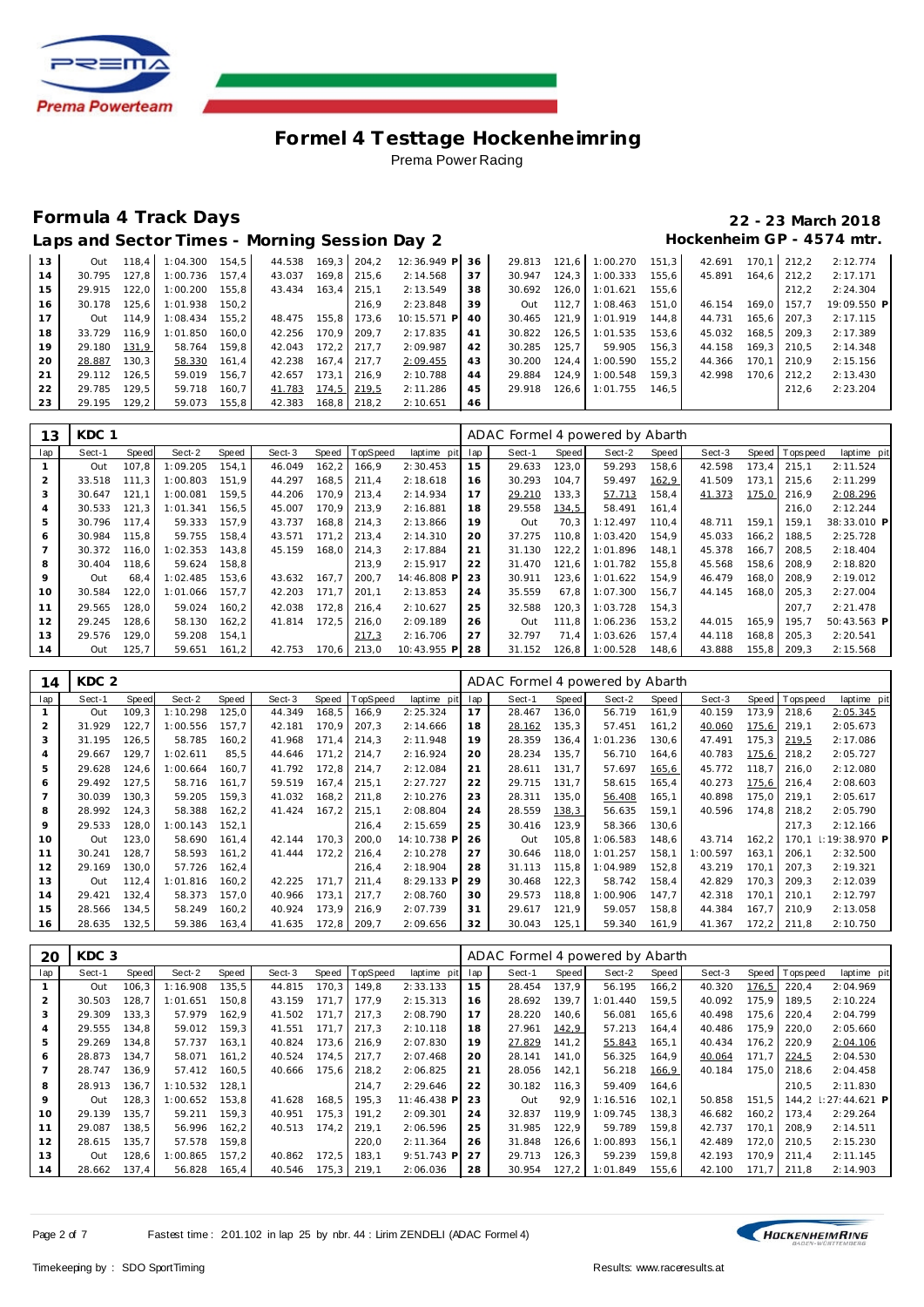# Formel 4 Testtage Hockenheimring

Prema Power Racing

## Formula 4 Track Days

**22 - 23 March 2018**

### Laps and Sector Times - Morning Session Day 2

**Hockenheim GP - 4574 mtr.**

| lap | Sect-1 | Speed | Sect-2 | Speed | Sect-3 | Speed | TopSpeed | laptime pit | lap | Sect-1 | Speed | Sect-2 | Speed | Sect-3 | Speed | Topspeed | laptime pit |
|---|---|---|---|---|---|---|---|---|---|---|---|---|---|---|---|---|---|
| 13 | Out | 118,4 | 1:04.300 | 154,5 | 44.538 | 169,3 | 204,2 | 12:36.949 P | 36 | 29.813 | 121,6 | 1:00.270 | 151,3 | 42.691 | 170,1 | 212,2 | 2:12.774 |
| 14 | 30.795 | 127,8 | 1:00.736 | 157,4 | 43.037 | 169,8 | 215,6 | 2:14.568 | 37 | 30.947 | 124,3 | 1:00.333 | 155,6 | 45.891 | 164,6 | 212,2 | 2:17.171 |
| 15 | 29.915 | 122,0 | 1:00.200 | 155,8 | 43.434 | 163,4 | 215,1 | 2:13.549 | 38 | 30.692 | 126,0 | 1:01.621 | 155,6 | | | 212,2 | 2:24.304 |
| 16 | 30.178 | 125,6 | 1:01.938 | 150,2 | | | 216,9 | 2:23.848 | 39 | Out | 112,7 | 1:08.463 | 151,0 | 46.154 | 169,0 | 157,7 | 19:09.550 P |
| 17 | Out | 114,9 | 1:08.434 | 155,2 | 48.475 | 155,8 | 173,6 | 10:15.571 P | 40 | 30.465 | 121,9 | 1:01.919 | 144,8 | 44.731 | 165,6 | 207,3 | 2:17.115 |
| 18 | 33.729 | 116,9 | 1:01.850 | 160,0 | 42.256 | 170,9 | 209,7 | 2:17.835 | 41 | 30.822 | 126,5 | 1:01.535 | 153,6 | 45.032 | 168,5 | 209,3 | 2:17.389 |
| 19 | 29.180 | 131,9 | 58.764 | 159,8 | 42.043 | 172,2 | 217,7 | 2:09.987 | 42 | 30.285 | 125,7 | 59.905 | 156,3 | 44.158 | 169,3 | 210,5 | 2:14.348 |
| 20 | 28.887 | 130,3 | 58.330 | 161,4 | 42.238 | 167,4 | 217,7 | 2:09.455 | 43 | 30.200 | 124,4 | 1:00.590 | 155,2 | 44.366 | 170,1 | 210,9 | 2:15.156 |
| 21 | 29.112 | 126,5 | 59.019 | 156,7 | 42.657 | 173,1 | 216,9 | 2:10.788 | 44 | 29.884 | 124,9 | 1:00.548 | 159,3 | 42.998 | 170,6 | 212,2 | 2:13.430 |
| 22 | 29.785 | 129,5 | 59.718 | 160,7 | 41.783 | 174,5 | 219,5 | 2:11.286 | 45 | 29.918 | 126,6 | 1:01.755 | 146,5 | | | 212,6 | 2:23.204 |
| 23 | 29.195 | 129,2 | 59.073 | 155,8 | 42.383 | 168,8 | 218,2 | 2:10.651 | 46 | | | | | | | | |

**13 — KDC 1 — ADAC Formel 4 powered by Abarth**

| lap | Sect-1 | Speed | Sect-2 | Speed | Sect-3 | Speed | TopSpeed | laptime pit | lap | Sect-1 | Speed | Sect-2 | Speed | Sect-3 | Speed | Topspeed | laptime pit |
|---|---|---|---|---|---|---|---|---|---|---|---|---|---|---|---|---|---|
| 1 | Out | 107,8 | 1:09.205 | 154,1 | 46.049 | 162,2 | 166,9 | 2:30.453 | 15 | 29.633 | 123,0 | 59.293 | 158,6 | 42.598 | 173,4 | 215,1 | 2:11.524 |
| 2 | 33.518 | 111,3 | 1:00.803 | 151,9 | 44.297 | 168,5 | 211,4 | 2:18.618 | 16 | 30.293 | 104,7 | 59.497 | 162,9 | 41.509 | 173,1 | 215,6 | 2:11.299 |
| 3 | 30.647 | 121,1 | 1:00.081 | 159,5 | 44.206 | 170,9 | 213,4 | 2:14.934 | 17 | 29.210 | 133,3 | 57.713 | 158,4 | 41.373 | 175,0 | 216,9 | 2:08.296 |
| 4 | 30.533 | 121,3 | 1:01.341 | 156,5 | 45.007 | 170,9 | 213,9 | 2:16.881 | 18 | 29.558 | 134,5 | 58.491 | 161,4 | | | 216,0 | 2:12.244 |
| 5 | 30.796 | 117,4 | 59.333 | 157,9 | 43.737 | 168,8 | 214,3 | 2:13.866 | 19 | Out | 70,3 | 1:12.497 | 110,4 | 48.711 | 159,1 | 159,1 | 38:33.010 P |
| 6 | 30.984 | 115,8 | 59.755 | 158,4 | 43.571 | 171,2 | 213,4 | 2:14.310 | 20 | 37.275 | 110,8 | 1:03.420 | 154,9 | 45.033 | 166,2 | 188,5 | 2:25.728 |
| 7 | 30.372 | 116,0 | 1:02.353 | 143,8 | 45.159 | 168,0 | 214,3 | 2:17.884 | 21 | 31.130 | 122,2 | 1:01.896 | 148,1 | 45.378 | 166,7 | 208,5 | 2:18.404 |
| 8 | 30.404 | 118,6 | 59.624 | 158,8 | | | 213,9 | 2:15.917 | 22 | 31.470 | 121,6 | 1:01.782 | 155,8 | 45.568 | 158,6 | 208,9 | 2:18.820 |
| 9 | Out | 68,4 | 1:02.485 | 153,6 | 43.632 | 167,7 | 200,7 | 14:46.808 P | 23 | 30.911 | 123,6 | 1:01.622 | 154,9 | 46.479 | 168,0 | 208,9 | 2:19.012 |
| 10 | 30.584 | 122,0 | 1:01.066 | 157,7 | 42.203 | 171,7 | 201,1 | 2:13.853 | 24 | 35.559 | 67,8 | 1:07.300 | 156,7 | 44.145 | 168,0 | 205,3 | 2:27.004 |
| 11 | 29.565 | 128,0 | 59.024 | 160,2 | 42.038 | 172,8 | 216,4 | 2:10.627 | 25 | 32.588 | 120,3 | 1:03.728 | 154,3 | | | 207,7 | 2:21.478 |
| 12 | 29.245 | 128,6 | 58.130 | 162,2 | 41.814 | 172,5 | 216,0 | 2:09.189 | 26 | Out | 111,8 | 1:06.236 | 153,2 | 44.015 | 165,9 | 195,7 | 50:43.563 P |
| 13 | 29.576 | 129,0 | 59.208 | 154,1 | | | 217,3 | 2:16.706 | 27 | 32.797 | 71,4 | 1:03.626 | 157,4 | 44.118 | 168,8 | 205,3 | 2:20.541 |
| 14 | Out | 125,7 | 59.651 | 161,2 | 42.753 | 170,6 | 213,0 | 10:43.955 P | 28 | 31.152 | 126,8 | 1:00.528 | 148,6 | 43.888 | 155,8 | 209,3 | 2:15.568 |

**14 — KDC 2 — ADAC Formel 4 powered by Abarth**

| lap | Sect-1 | Speed | Sect-2 | Speed | Sect-3 | Speed | TopSpeed | laptime pit | lap | Sect-1 | Speed | Sect-2 | Speed | Sect-3 | Speed | Topspeed | laptime pit |
|---|---|---|---|---|---|---|---|---|---|---|---|---|---|---|---|---|---|
| 1 | Out | 109,3 | 1:10.298 | 125,0 | 44.349 | 168,5 | 166,9 | 2:25.324 | 17 | 28.467 | 136,0 | 56.719 | 161,9 | 40.159 | 173,9 | 218,6 | 2:05.345 |
| 2 | 31.929 | 122,7 | 1:00.556 | 157,7 | 42.181 | 170,9 | 207,3 | 2:14.666 | 18 | 28.162 | 135,3 | 57.451 | 161,2 | 40.060 | 175,6 | 219,1 | 2:05.673 |
| 3 | 31.195 | 126,5 | 58.785 | 160,2 | 41.968 | 171,4 | 214,3 | 2:11.948 | 19 | 28.359 | 136,4 | 1:01.236 | 130,6 | 47.491 | 175,3 | 219,5 | 2:17.086 |
| 4 | 29.667 | 129,7 | 1:02.611 | 85,5 | 44.646 | 171,2 | 214,7 | 2:16.924 | 20 | 28.234 | 135,7 | 56.710 | 164,6 | 40.783 | 175,6 | 218,2 | 2:05.727 |
| 5 | 29.628 | 124,6 | 1:00.664 | 160,7 | 41.792 | 172,8 | 214,7 | 2:12.084 | 21 | 28.611 | 131,7 | 57.697 | 165,6 | 45.772 | 118,7 | 216,0 | 2:12.080 |
| 6 | 29.492 | 127,5 | 58.716 | 161,7 | 59.519 | 167,4 | 215,1 | 2:27.727 | 22 | 29.715 | 131,7 | 58.615 | 165,4 | 40.273 | 175,6 | 216,4 | 2:08.603 |
| 7 | 30.039 | 130,3 | 59.205 | 159,3 | 41.032 | 168,2 | 211,8 | 2:10.276 | 23 | 28.311 | 135,0 | 56.408 | 165,1 | 40.898 | 175,0 | 219,1 | 2:05.617 |
| 8 | 28.992 | 124,3 | 58.388 | 162,2 | 41.424 | 167,2 | 215,1 | 2:08.804 | 24 | 28.559 | 138,3 | 56.635 | 159,1 | 40.596 | 174,8 | 218,2 | 2:05.790 |
| 9 | 29.533 | 128,0 | 1:00.143 | 152,1 | | | 216,4 | 2:15.659 | 25 | 30.416 | 123,9 | 58.366 | 130,6 | | | 217,3 | 2:12.166 |
| 10 | Out | 123,0 | 58.690 | 161,4 | 42.144 | 170,3 | 200,0 | 14:10.738 P | 26 | Out | 105,8 | 1:06.583 | 148,6 | 43.714 | 162,2 | 170,1 | 1:19:38.970 P |
| 11 | 30.241 | 128,7 | 58.593 | 161,2 | 41.444 | 172,2 | 216,4 | 2:10.278 | 27 | 30.646 | 118,0 | 1:01.257 | 158,1 | 1:00.597 | 163,1 | 206,1 | 2:32.500 |
| 12 | 29.169 | 130,0 | 57.726 | 162,4 | | | 216,4 | 2:18.904 | 28 | 31.113 | 115,8 | 1:04.989 | 152,8 | 43.219 | 170,1 | 207,3 | 2:19.321 |
| 13 | Out | 112,4 | 1:01.816 | 160,2 | 42.225 | 171,7 | 211,4 | 8:29.133 P | 29 | 30.468 | 122,3 | 58.742 | 158,4 | 42.829 | 170,3 | 209,3 | 2:12.039 |
| 14 | 29.421 | 132,4 | 58.373 | 157,0 | 40.966 | 173,1 | 217,7 | 2:08.760 | 30 | 29.573 | 118,8 | 1:00.906 | 147,7 | 42.318 | 170,1 | 210,1 | 2:12.797 |
| 15 | 28.566 | 134,5 | 58.249 | 160,2 | 40.924 | 173,9 | 216,9 | 2:07.739 | 31 | 29.617 | 121,9 | 59.057 | 158,8 | 44.384 | 167,7 | 210,9 | 2:13.058 |
| 16 | 28.635 | 132,5 | 59.386 | 163,4 | 41.635 | 172,8 | 209,7 | 2:09.656 | 32 | 30.043 | 125,1 | 59.340 | 161,9 | 41.367 | 172,2 | 211,8 | 2:10.750 |

**20 — KDC 3 — ADAC Formel 4 powered by Abarth**

| lap | Sect-1 | Speed | Sect-2 | Speed | Sect-3 | Speed | TopSpeed | laptime pit | lap | Sect-1 | Speed | Sect-2 | Speed | Sect-3 | Speed | Topspeed | laptime pit |
|---|---|---|---|---|---|---|---|---|---|---|---|---|---|---|---|---|---|
| 1 | Out | 106,3 | 1:16.908 | 135,5 | 44.815 | 170,3 | 149,8 | 2:33.133 | 15 | 28.454 | 137,9 | 56.195 | 166,2 | 40.320 | 176,5 | 220,4 | 2:04.969 |
| 2 | 30.503 | 128,7 | 1:01.651 | 150,8 | 43.159 | 171,7 | 177,9 | 2:15.313 | 16 | 28.692 | 139,7 | 1:01.440 | 159,5 | 40.092 | 175,9 | 189,5 | 2:10.224 |
| 3 | 29.309 | 133,3 | 57.979 | 162,9 | 41.502 | 171,7 | 217,3 | 2:08.790 | 17 | 28.220 | 140,6 | 56.081 | 165,6 | 40.498 | 175,6 | 220,4 | 2:04.799 |
| 4 | 29.555 | 134,8 | 59.012 | 159,3 | 41.551 | 171,7 | 217,3 | 2:10.118 | 18 | 27.961 | 142,9 | 57.213 | 164,4 | 40.486 | 175,9 | 220,0 | 2:05.660 |
| 5 | 29.269 | 134,8 | 57.737 | 163,1 | 40.824 | 173,6 | 216,9 | 2:07.830 | 19 | 27.829 | 141,2 | 55.843 | 165,1 | 40.434 | 176,2 | 220,9 | 2:04.106 |
| 6 | 28.873 | 134,7 | 58.071 | 161,2 | 40.524 | 174,5 | 217,7 | 2:07.468 | 20 | 28.141 | 141,0 | 56.325 | 164,9 | 40.064 | 171,7 | 224,5 | 2:04.530 |
| 7 | 28.747 | 136,9 | 57.412 | 160,5 | 40.666 | 175,6 | 218,2 | 2:06.825 | 21 | 28.056 | 142,1 | 56.218 | 166,9 | 40.184 | 175,0 | 218,6 | 2:04.458 |
| 8 | 28.913 | 136,7 | 1:10.532 | 128,1 | | | 214,7 | 2:29.646 | 22 | 30.182 | 116,3 | 59.409 | 164,6 | | | 210,5 | 2:11.830 |
| 9 | Out | 128,3 | 1:00.652 | 153,8 | 41.628 | 168,5 | 195,3 | 11:46.438 P | 23 | Out | 92,9 | 1:16.516 | 102,1 | 50.858 | 151,5 | 144,2 | 1:27:44.621 P |
| 10 | 29.139 | 135,7 | 59.211 | 159,3 | 40.951 | 175,3 | 191,2 | 2:09.301 | 24 | 32.837 | 119,9 | 1:09.745 | 138,3 | 46.682 | 160,2 | 173,4 | 2:29.264 |
| 11 | 29.087 | 138,5 | 56.996 | 162,2 | 40.513 | 174,2 | 219,1 | 2:06.596 | 25 | 31.985 | 122,9 | 59.789 | 159,8 | 42.737 | 170,1 | 208,9 | 2:14.511 |
| 12 | 28.615 | 135,7 | 57.578 | 159,8 | | | 220,0 | 2:11.364 | 26 | 31.848 | 126,6 | 1:00.893 | 156,1 | 42.489 | 172,0 | 210,5 | 2:15.230 |
| 13 | Out | 128,6 | 1:00.865 | 157,2 | 40.862 | 172,5 | 183,1 | 9:51.743 P | 27 | 29.713 | 126,3 | 59.239 | 159,8 | 42.193 | 170,9 | 211,4 | 2:11.145 |
| 14 | 28.662 | 137,4 | 56.828 | 165,4 | 40.546 | 175,3 | 219,1 | 2:06.036 | 28 | 30.954 | 127,2 | 1:01.849 | 155,6 | 42.100 | 171,7 | 211,8 | 2:14.903 |

Fastest time : 2:01.102 in lap 25 by nbr. 44 : Lirim ZENDELI (ADAC Formel 4)

Timekeeping by : SDO SportTiming

Results: www.raceresults.at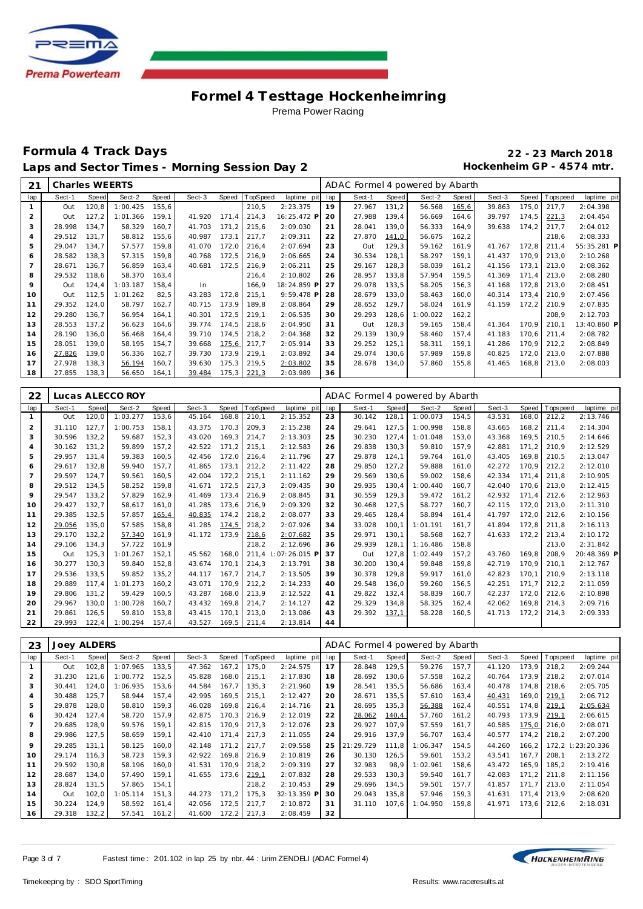# Formel 4 Testtage Hockenheimring

Prema Power Racing

## Formula 4 Track Days

**22 - 23 March 2018**

### Laps and Sector Times - Morning Session Day 2

**Hockenheim GP - 4574 mtr.**

| 21 | Charles WEERTS | | | | | | | | ADAC Formel 4 powered by Abarth | | | | | | | | |
|---|---|---|---|---|---|---|---|---|---|---|---|---|---|---|---|---|---|
| lap | Sect-1 | Speed | Sect-2 | Speed | Sect-3 | Speed | TopSpeed | laptime pit | lap | Sect-1 | Speed | Sect-2 | Speed | Sect-3 | Speed | Topspeed | laptime pit |
| 1 | Out | 120,8 | 1:00.425 | 155,6 | | | 210,5 | 2:23.375 | 19 | 27.967 | 131,2 | 56.568 | 165,6 | 39.863 | 175,0 | 217,7 | 2:04.398 |
| 2 | Out | 127,2 | 1:01.366 | 159,1 | 41.920 | 171,4 | 214,3 | 16:25.472 P | 20 | 27.988 | 139,4 | 56.669 | 164,6 | 39.797 | 174,5 | 221,3 | 2:04.454 |
| 3 | 28.998 | 134,7 | 58.329 | 160,7 | 41.703 | 171,2 | 215,6 | 2:09.030 | 21 | 28.041 | 139,0 | 56.333 | 164,9 | 39.638 | 174,2 | 217,7 | 2:04.012 |
| 4 | 29.512 | 131,7 | 58.812 | 155,6 | 40.987 | 173,1 | 217,7 | 2:09.311 | 22 | 27.870 | 141,0 | 56.675 | 162,2 | | | 218,6 | 2:08.333 |
| 5 | 29.047 | 134,7 | 57.577 | 159,8 | 41.070 | 172,0 | 216,4 | 2:07.694 | 23 | Out | 129,3 | 59.162 | 161,9 | 41.767 | 172,8 | 211,4 | 55:35.281 P |
| 6 | 28.582 | 138,3 | 57.315 | 159,8 | 40.768 | 172,5 | 216,9 | 2:06.665 | 24 | 30.534 | 128,1 | 58.297 | 159,1 | 41.437 | 170,9 | 213,0 | 2:10.268 |
| 7 | 28.671 | 136,7 | 56.859 | 163,4 | 40.681 | 172,5 | 216,9 | 2:06.211 | 25 | 29.167 | 128,3 | 58.039 | 161,2 | 41.156 | 173,1 | 213,0 | 2:08.362 |
| 8 | 29.532 | 118,6 | 58.370 | 163,4 | | | 216,4 | 2:10.802 | 26 | 28.957 | 133,8 | 57.954 | 159,5 | 41.369 | 171,4 | 213,0 | 2:08.280 |
| 9 | Out | 124,4 | 1:03.187 | 158,4 | In | | 166,9 | 18:24.859 P | 27 | 29.078 | 133,5 | 58.205 | 156,3 | 41.168 | 172,8 | 213,0 | 2:08.451 |
| 10 | Out | 112,5 | 1:01.262 | 82,5 | 43.283 | 172,8 | 215,1 | 9:59.478 P | 28 | 28.679 | 133,0 | 58.463 | 160,0 | 40.314 | 173,4 | 210,9 | 2:07.456 |
| 11 | 29.352 | 124,0 | 58.797 | 162,7 | 40.715 | 173,9 | 189,8 | 2:08.864 | 29 | 28.652 | 129,7 | 58.024 | 161,9 | 41.159 | 172,2 | 210,9 | 2:07.835 |
| 12 | 29.280 | 136,7 | 56.954 | 164,1 | 40.301 | 172,5 | 219,1 | 2:06.535 | 30 | 29.293 | 128,6 | 1:00.022 | 162,2 | | | 208,9 | 2:12.703 |
| 13 | 28.553 | 137,2 | 56.623 | 164,6 | 39.774 | 174,5 | 218,6 | 2:04.950 | 31 | Out | 128,3 | 59.165 | 158,4 | 41.364 | 170,9 | 210,1 | 13:40.860 P |
| 14 | 28.190 | 136,0 | 56.468 | 164,4 | 39.710 | 174,5 | 218,2 | 2:04.368 | 32 | 29.139 | 130,9 | 58.460 | 157,4 | 41.183 | 170,6 | 211,4 | 2:08.782 |
| 15 | 28.051 | 139,0 | 58.195 | 154,7 | 39.668 | 175,6 | 217,7 | 2:05.914 | 33 | 29.252 | 125,1 | 58.311 | 159,1 | 41.286 | 170,9 | 212,2 | 2:08.849 |
| 16 | 27.826 | 139,0 | 56.336 | 162,7 | 39.730 | 173,9 | 219,1 | 2:03.892 | 34 | 29.074 | 130,6 | 57.989 | 159,8 | 40.825 | 172,0 | 213,0 | 2:07.888 |
| 17 | 27.978 | 138,3 | 56.194 | 160,7 | 39.630 | 175,3 | 219,5 | 2:03.802 | 35 | 28.678 | 134,0 | 57.860 | 155,8 | 41.465 | 168,8 | 213,0 | 2:08.003 |
| 18 | 27.855 | 138,3 | 56.650 | 164,1 | 39.484 | 175,3 | 221,3 | 2:03.989 | 36 | | | | | | | | |

| 22 | Lucas ALECCO ROY | | | | | | | | ADAC Formel 4 powered by Abarth | | | | | | | | |
|---|---|---|---|---|---|---|---|---|---|---|---|---|---|---|---|---|---|
| lap | Sect-1 | Speed | Sect-2 | Speed | Sect-3 | Speed | TopSpeed | laptime pit | lap | Sect-1 | Speed | Sect-2 | Speed | Sect-3 | Speed | Topspeed | laptime pit |
| 1 | Out | 120,0 | 1:03.277 | 153,6 | 45.164 | 168,8 | 210,1 | 2:15.352 | 23 | 30.142 | 128,1 | 1:00.073 | 154,5 | 43.531 | 168,0 | 212,2 | 2:13.746 |
| 2 | 31.110 | 127,7 | 1:00.753 | 158,1 | 43.375 | 170,3 | 209,3 | 2:15.238 | 24 | 29.641 | 127,5 | 1:00.998 | 158,8 | 43.665 | 168,2 | 211,4 | 2:14.304 |
| 3 | 30.596 | 132,2 | 59.687 | 152,3 | 43.020 | 169,3 | 214,7 | 2:13.303 | 25 | 30.230 | 127,4 | 1:01.048 | 153,0 | 43.368 | 169,5 | 210,5 | 2:14.646 |
| 4 | 30.162 | 131,2 | 59.899 | 157,2 | 42.522 | 171,2 | 215,1 | 2:12.583 | 26 | 29.838 | 130,3 | 59.810 | 157,9 | 42.881 | 171,2 | 210,9 | 2:12.529 |
| 5 | 29.957 | 131,4 | 59.383 | 160,5 | 42.456 | 172,0 | 216,4 | 2:11.796 | 27 | 29.878 | 124,1 | 59.764 | 161,0 | 43.405 | 169,8 | 210,5 | 2:13.047 |
| 6 | 29.617 | 132,8 | 59.940 | 157,7 | 41.865 | 173,1 | 212,2 | 2:11.422 | 28 | 29.850 | 127,2 | 59.888 | 161,0 | 42.272 | 170,9 | 212,2 | 2:12.010 |
| 7 | 29.597 | 124,7 | 59.561 | 160,5 | 42.004 | 172,2 | 215,1 | 2:11.162 | 29 | 29.569 | 130,6 | 59.002 | 158,6 | 42.334 | 171,4 | 211,8 | 2:10.905 |
| 8 | 29.512 | 134,5 | 58.252 | 159,8 | 41.671 | 172,5 | 217,3 | 2:09.435 | 30 | 29.935 | 130,4 | 1:00.440 | 160,7 | 42.040 | 170,6 | 213,0 | 2:12.415 |
| 9 | 29.547 | 133,2 | 57.829 | 162,9 | 41.469 | 173,4 | 216,9 | 2:08.845 | 31 | 30.559 | 129,3 | 59.472 | 161,2 | 42.932 | 171,4 | 212,6 | 2:12.963 |
| 10 | 29.427 | 132,7 | 58.617 | 161,0 | 41.285 | 173,6 | 216,9 | 2:09.329 | 32 | 30.468 | 127,5 | 58.727 | 160,7 | 42.115 | 172,0 | 213,0 | 2:11.310 |
| 11 | 29.385 | 132,5 | 57.857 | 165,4 | 40.835 | 174,2 | 218,2 | 2:08.077 | 33 | 29.465 | 128,4 | 58.894 | 161,4 | 41.797 | 172,0 | 212,6 | 2:10.156 |
| 12 | 29.056 | 135,0 | 57.585 | 158,8 | 41.285 | 174,5 | 218,2 | 2:07.926 | 34 | 33.028 | 100,1 | 1:01.191 | 161,7 | 41.894 | 172,8 | 211,8 | 2:16.113 |
| 13 | 29.170 | 132,2 | 57.340 | 161,9 | 41.172 | 173,9 | 218,6 | 2:07.682 | 35 | 29.971 | 130,1 | 58.568 | 162,7 | 41.633 | 172,2 | 213,4 | 2:10.172 |
| 14 | 29.106 | 134,3 | 57.722 | 161,9 | | | 218,2 | 2:12.696 | 36 | 29.939 | 128,1 | 1:16.486 | 158,8 | | | 213,0 | 2:31.842 |
| 15 | Out | 125,3 | 1:01.267 | 152,1 | 45.562 | 168,0 | 211,4 | 1:07:26.015 P | 37 | Out | 127,8 | 1:02.449 | 157,2 | 43.760 | 169,8 | 208,9 | 20:48.369 P |
| 16 | 30.277 | 130,3 | 59.840 | 152,8 | 43.674 | 170,1 | 214,3 | 2:13.791 | 38 | 30.200 | 130,4 | 59.848 | 159,8 | 42.719 | 170,9 | 210,1 | 2:12.767 |
| 17 | 29.536 | 133,5 | 59.852 | 135,2 | 44.117 | 167,7 | 214,7 | 2:13.505 | 39 | 30.378 | 129,8 | 59.917 | 161,0 | 42.823 | 170,1 | 210,9 | 2:13.118 |
| 18 | 29.889 | 117,4 | 1:01.273 | 160,2 | 43.071 | 170,9 | 212,2 | 2:14.233 | 40 | 29.548 | 136,0 | 59.260 | 156,5 | 42.251 | 171,7 | 212,2 | 2:11.059 |
| 19 | 29.806 | 131,2 | 59.429 | 160,5 | 43.287 | 168,0 | 213,9 | 2:12.522 | 41 | 29.822 | 132,4 | 58.839 | 160,7 | 42.237 | 172,0 | 212,6 | 2:10.898 |
| 20 | 29.967 | 130,0 | 1:00.728 | 160,7 | 43.432 | 169,8 | 214,7 | 2:14.127 | 42 | 29.329 | 134,8 | 58.325 | 162,4 | 42.062 | 169,8 | 214,3 | 2:09.716 |
| 21 | 29.861 | 126,5 | 59.810 | 153,8 | 43.415 | 170,1 | 213,0 | 2:13.086 | 43 | 29.392 | 137,1 | 58.228 | 160,5 | 41.713 | 172,2 | 214,3 | 2:09.333 |
| 22 | 29.993 | 122,4 | 1:00.294 | 157,4 | 43.527 | 169,5 | 211,4 | 2:13.814 | 44 | | | | | | | | |

| 23 | Joey ALDERS | | | | | | | | ADAC Formel 4 powered by Abarth | | | | | | | | |
|---|---|---|---|---|---|---|---|---|---|---|---|---|---|---|---|---|---|
| lap | Sect-1 | Speed | Sect-2 | Speed | Sect-3 | Speed | TopSpeed | laptime pit | lap | Sect-1 | Speed | Sect-2 | Speed | Sect-3 | Speed | Topspeed | laptime pit |
| 1 | Out | 102,8 | 1:07.965 | 133,5 | 47.362 | 167,2 | 175,0 | 2:24.575 | 17 | 28.848 | 129,5 | 59.276 | 157,7 | 41.120 | 173,9 | 218,2 | 2:09.244 |
| 2 | 31.230 | 121,6 | 1:00.772 | 152,5 | 45.828 | 168,0 | 215,1 | 2:17.830 | 18 | 28.692 | 130,6 | 57.558 | 162,2 | 40.764 | 173,9 | 218,2 | 2:07.014 |
| 3 | 30.441 | 124,0 | 1:06.935 | 153,6 | 44.584 | 167,7 | 135,3 | 2:21.960 | 19 | 28.541 | 135,5 | 56.686 | 163,4 | 40.478 | 174,8 | 218,6 | 2:05.705 |
| 4 | 30.488 | 125,7 | 58.944 | 157,4 | 42.995 | 169,5 | 215,1 | 2:12.427 | 20 | 28.671 | 135,5 | 57.610 | 163,4 | 40.431 | 169,0 | 219,1 | 2:06.712 |
| 5 | 29.878 | 128,0 | 58.810 | 159,3 | 46.028 | 169,8 | 216,4 | 2:14.716 | 21 | 28.695 | 135,3 | 56.388 | 162,4 | 40.551 | 174,8 | 219,1 | 2:05.634 |
| 6 | 30.424 | 127,4 | 58.720 | 157,9 | 42.875 | 170,3 | 216,9 | 2:12.019 | 22 | 28.062 | 140,4 | 57.760 | 161,2 | 40.793 | 173,9 | 219,1 | 2:06.615 |
| 7 | 29.685 | 128,9 | 59.576 | 159,1 | 42.815 | 170,9 | 217,3 | 2:12.076 | 23 | 29.927 | 107,9 | 57.559 | 161,7 | 40.585 | 175,0 | 216,0 | 2:08.071 |
| 8 | 29.986 | 127,5 | 58.659 | 159,1 | 42.410 | 171,4 | 217,3 | 2:11.055 | 24 | 29.916 | 137,9 | 56.707 | 163,4 | 40.577 | 174,2 | 218,2 | 2:07.200 |
| 9 | 29.285 | 131,1 | 58.125 | 160,0 | 42.148 | 171,2 | 217,7 | 2:09.558 | 25 | 21:29.729 | 111,8 | 1:06.347 | 154,5 | 44.260 | 166,2 | 172,2 | 1:23:20.336 |
| 10 | 29.174 | 116,3 | 58.723 | 159,3 | 42.922 | 169,8 | 216,9 | 2:10.819 | 26 | 30.130 | 126,5 | 59.601 | 153,2 | 43.541 | 167,7 | 208,1 | 2:13.272 |
| 11 | 29.592 | 130,8 | 58.196 | 160,0 | 41.531 | 170,9 | 218,2 | 2:09.319 | 27 | 32.983 | 98,9 | 1:02.961 | 158,6 | 43.472 | 165,9 | 185,2 | 2:19.416 |
| 12 | 28.687 | 134,0 | 57.490 | 159,1 | 41.655 | 173,6 | 219,1 | 2:07.832 | 28 | 29.533 | 130,3 | 59.540 | 161,7 | 42.083 | 171,2 | 211,8 | 2:11.156 |
| 13 | 28.824 | 131,5 | 57.865 | 154,1 | | | 218,2 | 2:10.453 | 29 | 29.696 | 134,5 | 59.501 | 157,7 | 41.857 | 171,7 | 213,0 | 2:11.054 |
| 14 | Out | 102,0 | 1:05.114 | 151,3 | 44.273 | 171,2 | 175,3 | 32:13.359 P | 30 | 29.043 | 135,8 | 57.946 | 159,3 | 41.631 | 171,4 | 213,9 | 2:08.620 |
| 15 | 30.224 | 124,9 | 58.592 | 161,4 | 42.056 | 172,5 | 217,7 | 2:10.872 | 31 | 31.110 | 107,6 | 1:04.950 | 159,8 | 41.971 | 173,6 | 212,6 | 2:18.031 |
| 16 | 29.318 | 132,2 | 57.541 | 161,2 | 41.600 | 172,2 | 217,3 | 2:08.459 | 32 | | | | | | | | |

Fastest time : 2:01.102 in lap 25 by nbr. 44 : Lirim ZENDELI (ADAC Formel 4)

Timekeeping by : SDO SportTiming

Results: www.raceresults.at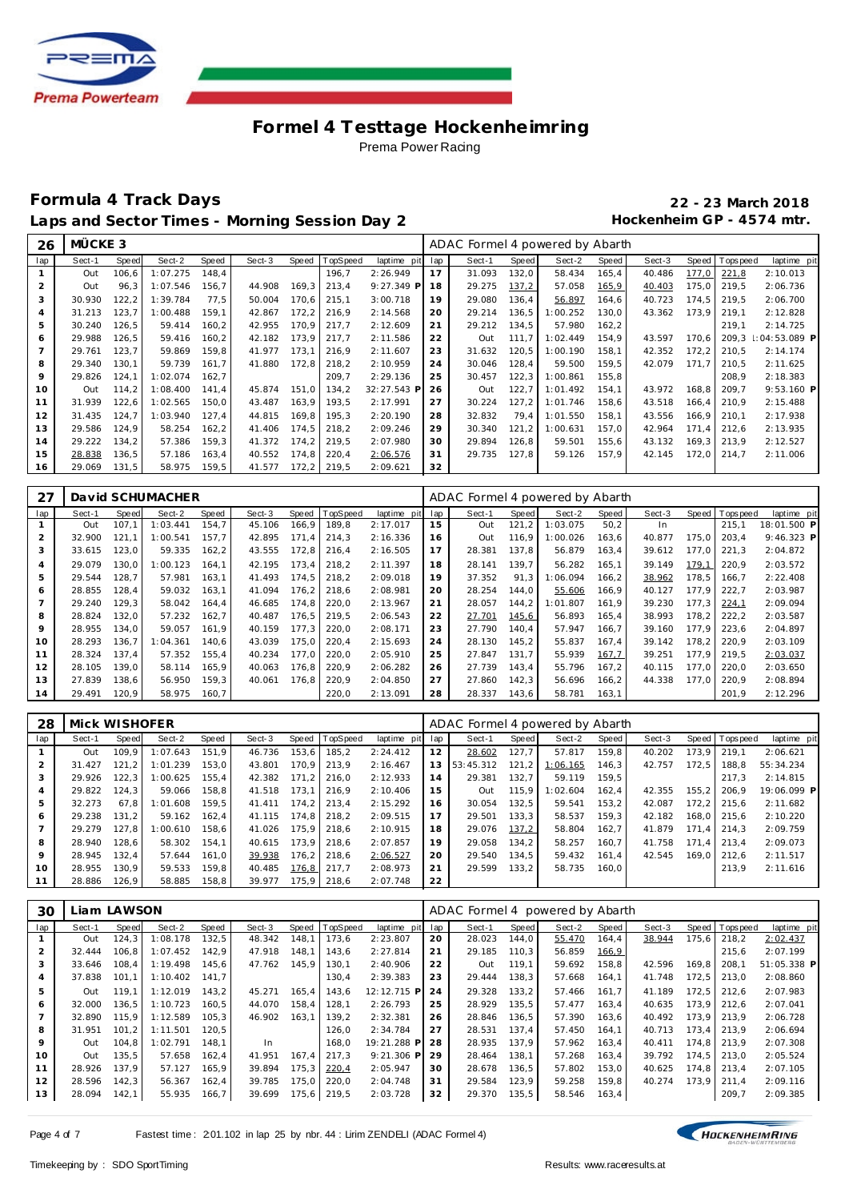# Formel 4 Testtage Hockenheimring

Prema Power Racing

## Formula 4 Track Days

**22 - 23 March 2018**

### Laps and Sector Times - Morning Session Day 2

**Hockenheim GP - 4574 mtr.**

| 26 | MÜCKE 3 | | | | | | | | ADAC Formel 4 powered by Abarth | | | | | | | | |
|---|---|---|---|---|---|---|---|---|---|---|---|---|---|---|---|---|---|
| lap | Sect-1 | Speed | Sect-2 | Speed | Sect-3 | Speed | TopSpeed | laptime pit | lap | Sect-1 | Speed | Sect-2 | Speed | Sect-3 | Speed | Topspeed | laptime pit |
| 1 | Out | 106,6 | 1:07.275 | 148,4 | | | 196,7 | 2:26.949 | 17 | 31.093 | 132,0 | 58.434 | 165,4 | 40.486 | 177,0 | 221,8 | 2:10.013 |
| 2 | Out | 96,3 | 1:07.546 | 156,7 | 44.908 | 169,3 | 213,4 | 9:27.349 P | 18 | 29.275 | 137,2 | 57.058 | 165,9 | 40.403 | 175,0 | 219,5 | 2:06.736 |
| 3 | 30.930 | 122,2 | 1:39.784 | 77,5 | 50.004 | 170,6 | 215,1 | 3:00.718 | 19 | 29.080 | 136,4 | 56.897 | 164,6 | 40.723 | 174,5 | 219,5 | 2:06.700 |
| 4 | 31.213 | 123,7 | 1:00.488 | 159,1 | 42.867 | 172,2 | 216,9 | 2:14.568 | 20 | 29.214 | 136,5 | 1:00.252 | 130,0 | 43.362 | 173,9 | 219,1 | 2:12.828 |
| 5 | 30.240 | 126,5 | 59.414 | 160,2 | 42.955 | 170,9 | 217,7 | 2:12.609 | 21 | 29.212 | 134,5 | 57.980 | 162,2 | | | 219,1 | 2:14.725 |
| 6 | 29.988 | 126,5 | 59.416 | 160,2 | 42.182 | 173,9 | 217,7 | 2:11.586 | 22 | Out | 111,7 | 1:02.449 | 154,9 | 43.597 | 170,6 | 209,3 | 1:04:53.089 P |
| 7 | 29.761 | 123,7 | 59.869 | 159,8 | 41.977 | 173,1 | 216,9 | 2:11.607 | 23 | 31.632 | 120,5 | 1:00.190 | 158,1 | 42.352 | 172,2 | 210,5 | 2:14.174 |
| 8 | 29.340 | 130,1 | 59.739 | 161,7 | 41.880 | 172,8 | 218,2 | 2:10.959 | 24 | 30.046 | 128,4 | 59.500 | 159,5 | 42.079 | 171,7 | 210,5 | 2:11.625 |
| 9 | 29.826 | 124,1 | 1:02.074 | 162,7 | | | 209,7 | 2:29.136 | 25 | 30.457 | 122,3 | 1:00.861 | 155,8 | | | 208,9 | 2:18.383 |
| 10 | Out | 114,2 | 1:08.400 | 141,4 | 45.874 | 151,0 | 134,2 | 32:27.543 P | 26 | Out | 122,7 | 1:01.492 | 154,1 | 43.972 | 168,8 | 209,7 | 9:53.160 P |
| 11 | 31.939 | 122,6 | 1:02.565 | 150,0 | 43.487 | 163,9 | 193,5 | 2:17.991 | 27 | 30.224 | 127,2 | 1:01.746 | 158,6 | 43.518 | 166,4 | 210,9 | 2:15.488 |
| 12 | 31.435 | 124,7 | 1:03.940 | 127,4 | 44.815 | 169,8 | 195,3 | 2:20.190 | 28 | 32.832 | 79,4 | 1:01.550 | 158,1 | 43.556 | 166,9 | 210,1 | 2:17.938 |
| 13 | 29.586 | 124,9 | 58.254 | 162,2 | 41.406 | 174,5 | 218,2 | 2:09.246 | 29 | 30.340 | 121,2 | 1:00.631 | 157,0 | 42.964 | 171,4 | 212,6 | 2:13.935 |
| 14 | 29.222 | 134,2 | 57.386 | 159,3 | 41.372 | 174,2 | 219,5 | 2:07.980 | 30 | 29.894 | 126,8 | 59.501 | 155,6 | 43.132 | 169,3 | 213,9 | 2:12.527 |
| 15 | 28.838 | 136,5 | 57.186 | 163,4 | 40.552 | 174,8 | 220,4 | 2:06.576 | 31 | 29.735 | 127,8 | 59.126 | 157,9 | 42.145 | 172,0 | 214,7 | 2:11.006 |
| 16 | 29.069 | 131,5 | 58.975 | 159,5 | 41.577 | 172,2 | 219,5 | 2:09.621 | 32 | | | | | | | | |

| 27 | David SCHUMACHER | | | | | | | | ADAC Formel 4 powered by Abarth | | | | | | | | |
|---|---|---|---|---|---|---|---|---|---|---|---|---|---|---|---|---|---|
| lap | Sect-1 | Speed | Sect-2 | Speed | Sect-3 | Speed | TopSpeed | laptime pit | lap | Sect-1 | Speed | Sect-2 | Speed | Sect-3 | Speed | Topspeed | laptime pit |
| 1 | Out | 107,1 | 1:03.441 | 154,7 | 45.106 | 166,9 | 189,8 | 2:17.017 | 15 | Out | 121,2 | 1:03.075 | 50,2 | In | | 215,1 | 18:01.500 P |
| 2 | 32.900 | 121,1 | 1:00.541 | 157,7 | 42.895 | 171,4 | 214,3 | 2:16.336 | 16 | Out | 116,9 | 1:00.026 | 163,6 | 40.877 | 175,0 | 203,4 | 9:46.323 P |
| 3 | 33.615 | 123,0 | 59.335 | 162,2 | 43.555 | 172,8 | 216,4 | 2:16.505 | 17 | 28.381 | 137,8 | 56.879 | 163,4 | 39.612 | 177,0 | 221,3 | 2:04.872 |
| 4 | 29.079 | 130,0 | 1:00.123 | 164,1 | 42.195 | 173,4 | 218,2 | 2:11.397 | 18 | 28.141 | 139,7 | 56.282 | 165,1 | 39.149 | 179,1 | 220,9 | 2:03.572 |
| 5 | 29.544 | 128,7 | 57.981 | 163,1 | 41.493 | 174,5 | 218,2 | 2:09.018 | 19 | 37.352 | 91,3 | 1:06.094 | 166,2 | 38.962 | 178,5 | 166,7 | 2:22.408 |
| 6 | 28.855 | 128,4 | 59.032 | 163,1 | 41.094 | 176,2 | 218,6 | 2:08.981 | 20 | 28.254 | 144,0 | 55.606 | 166,9 | 40.127 | 177,9 | 222,7 | 2:03.987 |
| 7 | 29.240 | 129,3 | 58.042 | 164,4 | 46.685 | 174,8 | 220,0 | 2:13.967 | 21 | 28.057 | 144,2 | 1:01.807 | 161,9 | 39.230 | 177,3 | 224,1 | 2:09.094 |
| 8 | 28.824 | 132,0 | 57.232 | 162,7 | 40.487 | 176,5 | 219,5 | 2:06.543 | 22 | 27.701 | 145,6 | 56.893 | 165,4 | 38.993 | 178,2 | 222,2 | 2:03.587 |
| 9 | 28.955 | 134,0 | 59.057 | 161,9 | 40.159 | 177,3 | 220,0 | 2:08.171 | 23 | 27.790 | 140,4 | 57.947 | 166,7 | 39.160 | 177,9 | 223,6 | 2:04.897 |
| 10 | 28.293 | 136,7 | 1:04.361 | 140,6 | 43.039 | 175,0 | 220,4 | 2:15.693 | 24 | 28.130 | 145,2 | 55.837 | 167,4 | 39.142 | 178,2 | 220,9 | 2:03.109 |
| 11 | 28.324 | 137,4 | 57.352 | 155,4 | 40.234 | 177,0 | 220,0 | 2:05.910 | 25 | 27.847 | 131,7 | 55.939 | 167,7 | 39.251 | 177,9 | 219,5 | 2:03.037 |
| 12 | 28.105 | 139,0 | 58.114 | 165,9 | 40.063 | 176,8 | 220,9 | 2:06.282 | 26 | 27.739 | 143,4 | 55.796 | 167,2 | 40.115 | 177,0 | 220,0 | 2:03.650 |
| 13 | 27.839 | 138,6 | 56.950 | 159,3 | 40.061 | 176,8 | 220,9 | 2:04.850 | 27 | 27.860 | 142,3 | 56.696 | 166,2 | 44.338 | 177,0 | 220,9 | 2:08.894 |
| 14 | 29.491 | 120,9 | 58.975 | 160,7 | | | 220,0 | 2:13.091 | 28 | 28.337 | 143,6 | 58.781 | 163,1 | | | 201,9 | 2:12.296 |

| 28 | Mick WISHOFER | | | | | | | | ADAC Formel 4 powered by Abarth | | | | | | | | |
|---|---|---|---|---|---|---|---|---|---|---|---|---|---|---|---|---|---|
| lap | Sect-1 | Speed | Sect-2 | Speed | Sect-3 | Speed | TopSpeed | laptime pit | lap | Sect-1 | Speed | Sect-2 | Speed | Sect-3 | Speed | Topspeed | laptime pit |
| 1 | Out | 109,9 | 1:07.643 | 151,9 | 46.736 | 153,6 | 185,2 | 2:24.412 | 12 | 28.602 | 127,7 | 57.817 | 159,8 | 40.202 | 173,9 | 219,1 | 2:06.621 |
| 2 | 31.427 | 121,2 | 1:01.239 | 153,0 | 43.801 | 170,9 | 213,9 | 2:16.467 | 13 | 53:45.312 | 121,2 | 1:06.165 | 146,3 | 42.757 | 172,5 | 188,8 | 55:34.234 |
| 3 | 29.926 | 122,3 | 1:00.625 | 155,4 | 42.382 | 171,2 | 216,0 | 2:12.933 | 14 | 29.381 | 132,7 | 59.119 | 159,5 | | | 217,3 | 2:14.815 |
| 4 | 29.822 | 124,3 | 59.066 | 158,8 | 41.518 | 173,1 | 216,9 | 2:10.406 | 15 | Out | 115,9 | 1:02.604 | 162,4 | 42.355 | 155,2 | 206,9 | 19:06.099 P |
| 5 | 32.273 | 67,8 | 1:01.608 | 159,5 | 41.411 | 174,2 | 213,4 | 2:15.292 | 16 | 30.054 | 132,5 | 59.541 | 153,2 | 42.087 | 172,2 | 215,6 | 2:11.682 |
| 6 | 29.238 | 131,2 | 59.162 | 162,4 | 41.115 | 174,8 | 218,2 | 2:09.515 | 17 | 29.501 | 133,3 | 58.537 | 159,3 | 42.182 | 168,0 | 215,6 | 2:10.220 |
| 7 | 29.279 | 127,8 | 1:00.610 | 158,6 | 41.026 | 175,9 | 218,6 | 2:10.915 | 18 | 29.076 | 137,2 | 58.804 | 162,7 | 41.879 | 171,4 | 214,3 | 2:09.759 |
| 8 | 28.940 | 128,6 | 58.302 | 154,1 | 40.615 | 173,9 | 218,6 | 2:07.857 | 19 | 29.058 | 134,2 | 58.257 | 160,7 | 41.758 | 171,4 | 213,4 | 2:09.073 |
| 9 | 28.945 | 132,4 | 57.644 | 161,0 | 39.938 | 176,2 | 218,6 | 2:06.527 | 20 | 29.540 | 134,5 | 59.432 | 161,4 | 42.545 | 169,0 | 212,6 | 2:11.517 |
| 10 | 28.955 | 130,9 | 59.533 | 159,8 | 40.485 | 176,8 | 217,7 | 2:08.973 | 21 | 29.599 | 133,2 | 58.735 | 160,0 | | | 213,9 | 2:11.616 |
| 11 | 28.886 | 126,9 | 58.885 | 158,8 | 39.977 | 175,9 | 218,6 | 2:07.748 | 22 | | | | | | | | |

| 30 | Liam LAWSON | | | | | | | | ADAC Formel 4 powered by Abarth | | | | | | | | |
|---|---|---|---|---|---|---|---|---|---|---|---|---|---|---|---|---|---|
| lap | Sect-1 | Speed | Sect-2 | Speed | Sect-3 | Speed | TopSpeed | laptime pit | lap | Sect-1 | Speed | Sect-2 | Speed | Sect-3 | Speed | Topspeed | laptime pit |
| 1 | Out | 124,3 | 1:08.178 | 132,5 | 48.342 | 148,1 | 173,6 | 2:23.807 | 20 | 28.023 | 144,0 | 55.470 | 164,4 | 38.944 | 175,6 | 218,2 | 2:02.437 |
| 2 | 32.444 | 106,8 | 1:07.452 | 142,9 | 47.918 | 148,1 | 143,6 | 2:27.814 | 21 | 29.185 | 110,3 | 56.859 | 166,9 | | | 215,6 | 2:07.199 |
| 3 | 33.646 | 108,4 | 1:19.498 | 145,6 | 47.762 | 145,9 | 130,1 | 2:40.906 | 22 | Out | 119,1 | 59.692 | 158,8 | 42.596 | 169,8 | 208,1 | 51:05.338 P |
| 4 | 37.838 | 101,1 | 1:10.402 | 141,7 | | | 130,4 | 2:39.383 | 23 | 29.444 | 138,3 | 57.668 | 164,1 | 41.748 | 172,5 | 213,0 | 2:08.860 |
| 5 | Out | 119,1 | 1:12.019 | 143,2 | 45.271 | 165,4 | 143,6 | 12:12.715 P | 24 | 29.328 | 133,2 | 57.466 | 161,7 | 41.189 | 172,5 | 212,6 | 2:07.983 |
| 6 | 32.000 | 136,5 | 1:10.723 | 160,5 | 44.070 | 158,4 | 128,1 | 2:26.793 | 25 | 28.929 | 135,5 | 57.477 | 163,4 | 40.635 | 173,9 | 212,6 | 2:07.041 |
| 7 | 32.890 | 115,9 | 1:12.589 | 105,3 | 46.902 | 163,1 | 139,2 | 2:32.381 | 26 | 28.846 | 136,5 | 57.390 | 163,6 | 40.492 | 173,9 | 213,9 | 2:06.728 |
| 8 | 31.951 | 101,2 | 1:11.501 | 120,5 | | | 126,0 | 2:34.784 | 27 | 28.531 | 137,4 | 57.450 | 164,1 | 40.713 | 173,4 | 213,9 | 2:06.694 |
| 9 | Out | 104,8 | 1:02.791 | 148,1 | In | | 168,0 | 19:21.288 P | 28 | 28.935 | 137,9 | 57.962 | 163,4 | 40.411 | 174,8 | 213,9 | 2:07.308 |
| 10 | Out | 135,5 | 57.658 | 162,4 | 41.951 | 167,4 | 217,3 | 9:21.306 P | 29 | 28.464 | 138,1 | 57.268 | 163,4 | 39.792 | 174,5 | 213,0 | 2:05.524 |
| 11 | 28.926 | 137,9 | 57.127 | 165,9 | 39.894 | 175,3 | 220,4 | 2:05.947 | 30 | 28.678 | 136,5 | 57.802 | 153,0 | 40.625 | 174,8 | 213,4 | 2:07.105 |
| 12 | 28.596 | 142,3 | 56.367 | 162,4 | 39.785 | 175,0 | 220,0 | 2:04.748 | 31 | 29.584 | 123,9 | 59.258 | 159,8 | 40.274 | 173,9 | 211,4 | 2:09.116 |
| 13 | 28.094 | 142,1 | 55.935 | 166,7 | 39.699 | 175,6 | 219,5 | 2:03.728 | 32 | 29.370 | 135,5 | 58.546 | 163,4 | | | 209,7 | 2:09.385 |

Fastest time : 2:01.102 in lap 25 by nbr. 44 : Lirim ZENDELI (ADAC Formel 4)

Timekeeping by : SDO SportTiming

Results: www.raceresults.at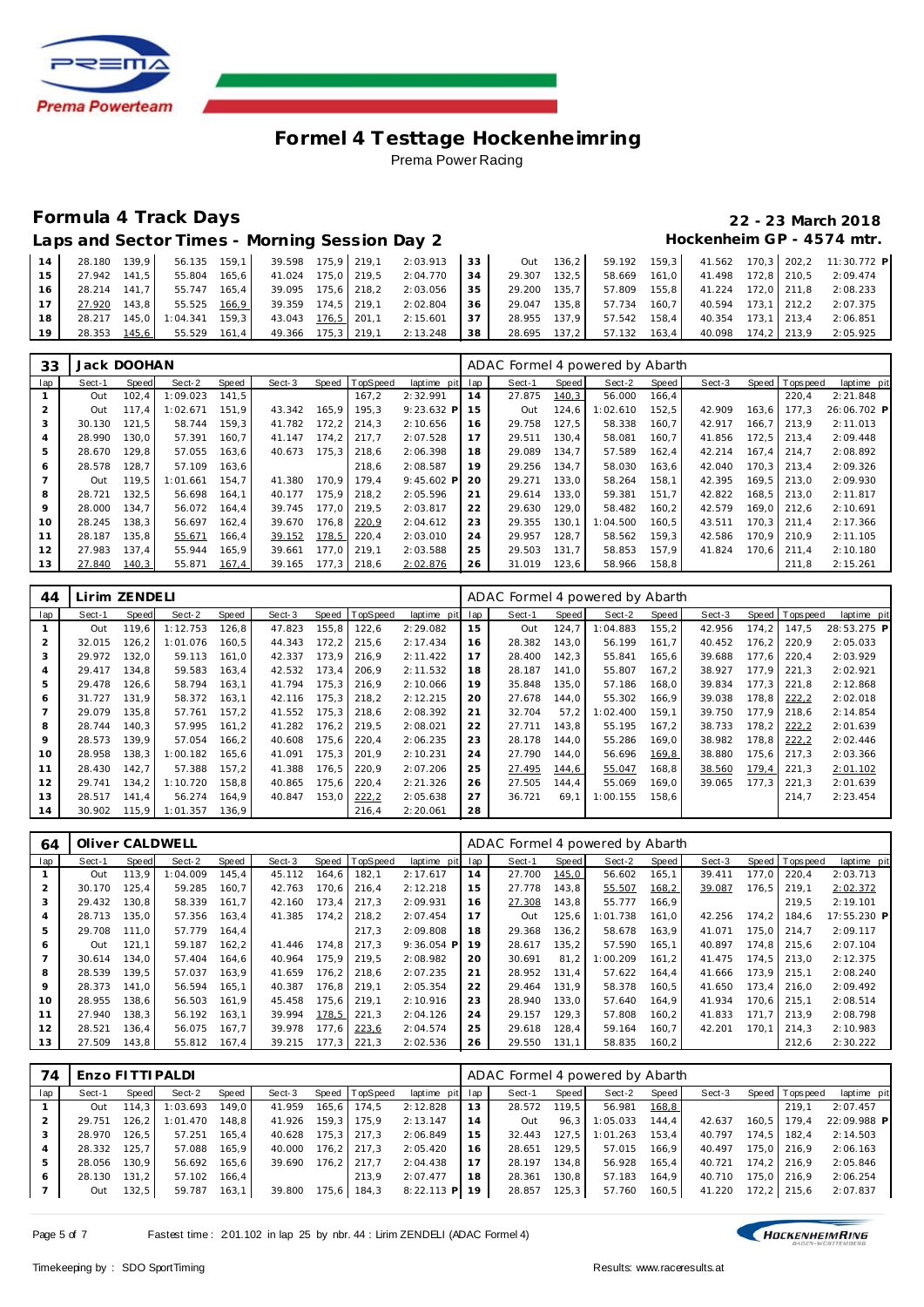# Formel 4 Testtage Hockenheimring

Prema Power Racing

## Formula 4 Track Days

**22 - 23 March 2018**

### Laps and Sector Times - Morning Session Day 2

**Hockenheim GP - 4574 mtr.**

| lap | Sect-1 | Speed | Sect-2 | Speed | Sect-3 | Speed | TopSpeed | laptime pit | lap | Sect-1 | Speed | Sect-2 | Speed | Sect-3 | Speed | Topspeed | laptime pit |
|---|---|---|---|---|---|---|---|---|---|---|---|---|---|---|---|---|---|
| 14 | 28.180 | 139,9 | 56.135 | 159,1 | 39.598 | 175,9 | 219,1 | 2:03.913 | 33 | Out | 136,2 | 59.192 | 159,3 | 41.562 | 170,3 | 202,2 | 11:30.772 P |
| 15 | 27.942 | 141,5 | 55.804 | 165,6 | 41.024 | 175,0 | 219,5 | 2:04.770 | 34 | 29.307 | 132,5 | 58.669 | 161,0 | 41.498 | 172,8 | 210,5 | 2:09.474 |
| 16 | 28.214 | 141,7 | 55.747 | 165,4 | 39.095 | 175,6 | 218,2 | 2:03.056 | 35 | 29.200 | 135,7 | 57.809 | 155,8 | 41.224 | 172,0 | 211,8 | 2:08.233 |
| 17 | 27.920 | 143,8 | 55.525 | 166,9 | 39.359 | 174,5 | 219,1 | 2:02.804 | 36 | 29.047 | 135,8 | 57.734 | 160,7 | 40.594 | 173,1 | 212,2 | 2:07.375 |
| 18 | 28.217 | 145,0 | 1:04.341 | 159,3 | 43.043 | 176,5 | 201,1 | 2:15.601 | 37 | 28.955 | 137,9 | 57.542 | 158,4 | 40.354 | 173,1 | 213,4 | 2:06.851 |
| 19 | 28.353 | 145,6 | 55.529 | 161,4 | 49.366 | 175,3 | 219,1 | 2:13.248 | 38 | 28.695 | 137,2 | 57.132 | 163,4 | 40.098 | 174,2 | 213,9 | 2:05.925 |

**33 Jack DOOHAN** — ADAC Formel 4 powered by Abarth

| lap | Sect-1 | Speed | Sect-2 | Speed | Sect-3 | Speed | TopSpeed | laptime pit | lap | Sect-1 | Speed | Sect-2 | Speed | Sect-3 | Speed | Topspeed | laptime pit |
|---|---|---|---|---|---|---|---|---|---|---|---|---|---|---|---|---|---|
| 1 | Out | 102,4 | 1:09.023 | 141,5 | | | 167,2 | 2:32.991 | 14 | 27.875 | 140,3 | 56.000 | 166,4 | | | 220,4 | 2:21.848 |
| 2 | Out | 117,4 | 1:02.671 | 151,9 | 43.342 | 165,9 | 195,3 | 9:23.632 P | 15 | Out | 124,6 | 1:02.610 | 152,5 | 42.909 | 163,6 | 177,3 | 26:06.702 P |
| 3 | 30.130 | 121,5 | 58.744 | 159,3 | 41.782 | 172,2 | 214,3 | 2:10.656 | 16 | 29.758 | 127,5 | 58.338 | 160,7 | 42.917 | 166,7 | 213,9 | 2:11.013 |
| 4 | 28.990 | 130,0 | 57.391 | 160,7 | 41.147 | 174,2 | 217,7 | 2:07.528 | 17 | 29.511 | 130,4 | 58.081 | 160,7 | 41.856 | 172,5 | 213,4 | 2:09.448 |
| 5 | 28.670 | 129,8 | 57.055 | 163,6 | 40.673 | 175,3 | 218,6 | 2:06.398 | 18 | 29.089 | 134,7 | 57.589 | 162,4 | 42.214 | 167,4 | 214,7 | 2:08.892 |
| 6 | 28.578 | 128,7 | 57.109 | 163,6 | | | 218,6 | 2:08.587 | 19 | 29.256 | 134,7 | 58.030 | 163,6 | 42.040 | 170,3 | 213,4 | 2:09.326 |
| 7 | Out | 119,5 | 1:01.661 | 154,7 | 41.380 | 170,9 | 179,4 | 9:45.602 P | 20 | 29.271 | 133,0 | 58.264 | 158,1 | 42.395 | 169,5 | 213,0 | 2:09.930 |
| 8 | 28.721 | 132,5 | 56.698 | 164,1 | 40.177 | 175,9 | 218,2 | 2:05.596 | 21 | 29.614 | 133,0 | 59.381 | 151,7 | 42.822 | 168,5 | 213,0 | 2:11.817 |
| 9 | 28.000 | 134,7 | 56.072 | 164,4 | 39.745 | 177,0 | 219,5 | 2:03.817 | 22 | 29.630 | 129,0 | 58.482 | 160,2 | 42.579 | 169,0 | 212,6 | 2:10.691 |
| 10 | 28.245 | 138,3 | 56.697 | 162,4 | 39.670 | 176,8 | 220,9 | 2:04.612 | 23 | 29.355 | 130,1 | 1:04.500 | 160,5 | 43.511 | 170,3 | 211,4 | 2:17.366 |
| 11 | 28.187 | 135,8 | 55.671 | 166,4 | 39.152 | 178,5 | 220,4 | 2:03.010 | 24 | 29.957 | 128,7 | 58.562 | 159,3 | 42.586 | 170,9 | 210,9 | 2:11.105 |
| 12 | 27.983 | 137,4 | 55.944 | 165,9 | 39.661 | 177,0 | 219,1 | 2:03.588 | 25 | 29.503 | 131,7 | 58.853 | 157,9 | 41.824 | 170,6 | 211,4 | 2:10.180 |
| 13 | 27.840 | 140,3 | 55.871 | 167,4 | 39.165 | 177,3 | 218,6 | 2:02.876 | 26 | 31.019 | 123,6 | 58.966 | 158,8 | | | 211,8 | 2:15.261 |

**44 Lirim ZENDELI** — ADAC Formel 4 powered by Abarth

| lap | Sect-1 | Speed | Sect-2 | Speed | Sect-3 | Speed | TopSpeed | laptime pit | lap | Sect-1 | Speed | Sect-2 | Speed | Sect-3 | Speed | Topspeed | laptime pit |
|---|---|---|---|---|---|---|---|---|---|---|---|---|---|---|---|---|---|
| 1 | Out | 119,6 | 1:12.753 | 126,8 | 47.823 | 155,8 | 122,6 | 2:29.082 | 15 | Out | 124,7 | 1:04.883 | 155,2 | 42.956 | 174,2 | 147,5 | 28:53.275 P |
| 2 | 32.015 | 126,2 | 1:01.076 | 160,5 | 44.343 | 172,2 | 215,6 | 2:17.434 | 16 | 28.382 | 143,0 | 56.199 | 161,7 | 40.452 | 176,2 | 220,9 | 2:05.033 |
| 3 | 29.972 | 132,0 | 59.113 | 161,0 | 42.337 | 173,9 | 216,9 | 2:11.422 | 17 | 28.400 | 142,3 | 55.841 | 165,6 | 39.688 | 177,6 | 220,4 | 2:03.929 |
| 4 | 29.417 | 134,8 | 59.583 | 163,4 | 42.532 | 173,4 | 206,9 | 2:11.532 | 18 | 28.187 | 141,0 | 55.807 | 167,2 | 38.927 | 177,9 | 221,3 | 2:02.921 |
| 5 | 29.478 | 126,6 | 58.794 | 163,1 | 41.794 | 175,3 | 216,9 | 2:10.066 | 19 | 35.848 | 135,0 | 57.186 | 168,0 | 39.834 | 177,3 | 221,8 | 2:12.868 |
| 6 | 31.727 | 131,9 | 58.372 | 163,1 | 42.116 | 175,3 | 218,2 | 2:12.215 | 20 | 27.678 | 144,0 | 55.302 | 166,9 | 39.038 | 178,8 | 222,2 | 2:02.018 |
| 7 | 29.079 | 135,8 | 57.761 | 157,2 | 41.552 | 175,3 | 218,6 | 2:08.392 | 21 | 32.704 | 57,2 | 1:02.400 | 159,1 | 39.750 | 177,9 | 218,6 | 2:14.854 |
| 8 | 28.744 | 140,3 | 57.995 | 161,2 | 41.282 | 176,2 | 219,5 | 2:08.021 | 22 | 27.711 | 143,8 | 55.195 | 167,2 | 38.733 | 178,2 | 222,2 | 2:01.639 |
| 9 | 28.573 | 139,9 | 57.054 | 166,2 | 40.608 | 175,6 | 220,4 | 2:06.235 | 23 | 28.178 | 144,0 | 55.286 | 169,0 | 38.982 | 178,8 | 222,2 | 2:02.446 |
| 10 | 28.958 | 138,3 | 1:00.182 | 165,6 | 41.091 | 175,3 | 201,9 | 2:10.231 | 24 | 27.790 | 144,0 | 56.696 | 169,8 | 38.880 | 175,6 | 217,3 | 2:03.366 |
| 11 | 28.430 | 142,7 | 57.388 | 157,2 | 41.388 | 176,5 | 220,9 | 2:07.206 | 25 | 27.495 | 144,6 | 55.047 | 168,8 | 38.560 | 179,4 | 221,3 | 2:01.102 |
| 12 | 29.741 | 134,2 | 1:10.720 | 158,8 | 40.865 | 175,6 | 220,4 | 2:21.326 | 26 | 27.505 | 144,4 | 55.069 | 169,0 | 39.065 | 177,3 | 221,3 | 2:01.639 |
| 13 | 28.517 | 141,4 | 56.274 | 164,9 | 40.847 | 153,0 | 222,2 | 2:05.638 | 27 | 36.721 | 69,1 | 1:00.155 | 158,6 | | | 214,7 | 2:23.454 |
| 14 | 30.902 | 115,9 | 1:01.357 | 136,9 | | | 216,4 | 2:20.061 | 28 | | | | | | | | |

**64 Oliver CALDWELL** — ADAC Formel 4 powered by Abarth

| lap | Sect-1 | Speed | Sect-2 | Speed | Sect-3 | Speed | TopSpeed | laptime pit | lap | Sect-1 | Speed | Sect-2 | Speed | Sect-3 | Speed | Topspeed | laptime pit |
|---|---|---|---|---|---|---|---|---|---|---|---|---|---|---|---|---|---|
| 1 | Out | 113,9 | 1:04.009 | 145,4 | 45.112 | 164,6 | 182,1 | 2:17.617 | 14 | 27.700 | 145,0 | 56.602 | 165,1 | 39.411 | 177,0 | 220,4 | 2:03.713 |
| 2 | 30.170 | 125,4 | 59.285 | 160,7 | 42.763 | 170,6 | 216,4 | 2:12.218 | 15 | 27.778 | 143,8 | 55.507 | 168,2 | 39.087 | 176,5 | 219,1 | 2:02.372 |
| 3 | 29.432 | 130,8 | 58.339 | 161,7 | 42.160 | 173,4 | 217,3 | 2:09.931 | 16 | 27.308 | 143,8 | 55.777 | 166,9 | | | 219,5 | 2:19.101 |
| 4 | 28.713 | 135,0 | 57.356 | 163,4 | 41.385 | 174,2 | 218,2 | 2:07.454 | 17 | Out | 125,6 | 1:01.738 | 161,0 | 42.256 | 174,2 | 184,6 | 17:55.230 P |
| 5 | 29.708 | 111,0 | 57.779 | 164,4 | | | 217,3 | 2:09.808 | 18 | 29.368 | 136,2 | 58.678 | 163,9 | 41.071 | 175,0 | 214,7 | 2:09.117 |
| 6 | Out | 121,1 | 59.187 | 162,2 | 41.446 | 174,8 | 217,3 | 9:36.054 P | 19 | 28.617 | 135,2 | 57.590 | 165,1 | 40.897 | 174,8 | 215,6 | 2:07.104 |
| 7 | 30.614 | 134,0 | 57.404 | 164,6 | 40.964 | 175,9 | 219,5 | 2:08.982 | 20 | 30.691 | 81,2 | 1:00.209 | 161,2 | 41.475 | 174,5 | 213,0 | 2:12.375 |
| 8 | 28.539 | 139,5 | 57.037 | 163,9 | 41.659 | 176,2 | 218,6 | 2:07.235 | 21 | 28.952 | 131,4 | 57.622 | 164,4 | 41.666 | 173,9 | 215,1 | 2:08.240 |
| 9 | 28.373 | 141,0 | 56.594 | 165,1 | 40.387 | 176,8 | 219,1 | 2:05.354 | 22 | 29.464 | 131,9 | 58.378 | 160,5 | 41.650 | 173,4 | 216,0 | 2:09.492 |
| 10 | 28.955 | 138,6 | 56.503 | 161,9 | 45.458 | 175,6 | 219,1 | 2:10.916 | 23 | 28.940 | 133,0 | 57.640 | 164,9 | 41.934 | 170,6 | 215,1 | 2:08.514 |
| 11 | 27.940 | 138,3 | 56.192 | 163,1 | 39.994 | 178,5 | 221,3 | 2:04.126 | 24 | 29.157 | 129,3 | 57.808 | 160,2 | 41.833 | 171,7 | 213,9 | 2:08.798 |
| 12 | 28.521 | 136,4 | 56.075 | 167,7 | 39.978 | 177,6 | 223,6 | 2:04.574 | 25 | 29.618 | 128,4 | 59.164 | 160,7 | 42.201 | 170,1 | 214,3 | 2:10.983 |
| 13 | 27.509 | 143,8 | 55.812 | 167,4 | 39.215 | 177,3 | 221,3 | 2:02.536 | 26 | 29.550 | 131,1 | 58.835 | 160,2 | | | 212,6 | 2:30.222 |

**74 Enzo FITTIPALDI** — ADAC Formel 4 powered by Abarth

| lap | Sect-1 | Speed | Sect-2 | Speed | Sect-3 | Speed | TopSpeed | laptime pit | lap | Sect-1 | Speed | Sect-2 | Speed | Sect-3 | Speed | Topspeed | laptime pit |
|---|---|---|---|---|---|---|---|---|---|---|---|---|---|---|---|---|---|
| 1 | Out | 114,3 | 1:03.693 | 149,0 | 41.959 | 165,6 | 174,5 | 2:12.828 | 13 | 28.572 | 119,5 | 56.981 | 168,8 | | | 219,1 | 2:07.457 |
| 2 | 29.751 | 126,2 | 1:01.470 | 148,8 | 41.926 | 159,3 | 175,9 | 2:13.147 | 14 | Out | 96,3 | 1:05.033 | 144,4 | 42.637 | 160,5 | 179,4 | 22:09.988 P |
| 3 | 28.970 | 126,5 | 57.251 | 165,4 | 40.628 | 175,3 | 217,3 | 2:06.849 | 15 | 32.443 | 127,5 | 1:01.263 | 153,4 | 40.797 | 174,5 | 182,4 | 2:14.503 |
| 4 | 28.332 | 125,7 | 57.088 | 165,9 | 40.000 | 176,2 | 217,3 | 2:05.420 | 16 | 28.651 | 129,5 | 57.015 | 166,9 | 40.497 | 175,0 | 216,9 | 2:06.163 |
| 5 | 28.056 | 130,9 | 56.692 | 165,6 | 39.690 | 176,2 | 217,7 | 2:04.438 | 17 | 28.197 | 134,8 | 56.928 | 165,4 | 40.721 | 174,2 | 216,9 | 2:05.846 |
| 6 | 28.130 | 131,2 | 57.102 | 166,4 | | | 213,9 | 2:07.477 | 18 | 28.361 | 130,8 | 57.183 | 164,9 | 40.710 | 175,0 | 216,9 | 2:06.254 |
| 7 | Out | 132,5 | 59.787 | 163,1 | 39.800 | 175,6 | 184,3 | 8:22.113 P | 19 | 28.857 | 125,3 | 57.760 | 160,5 | 41.220 | 172,2 | 215,6 | 2:07.837 |

Fastest time : 2:01.102 in lap 25 by nbr. 44 : Lirim ZENDELI (ADAC Formel 4)

Timekeeping by : SDO SportTiming

Results: www.raceresults.at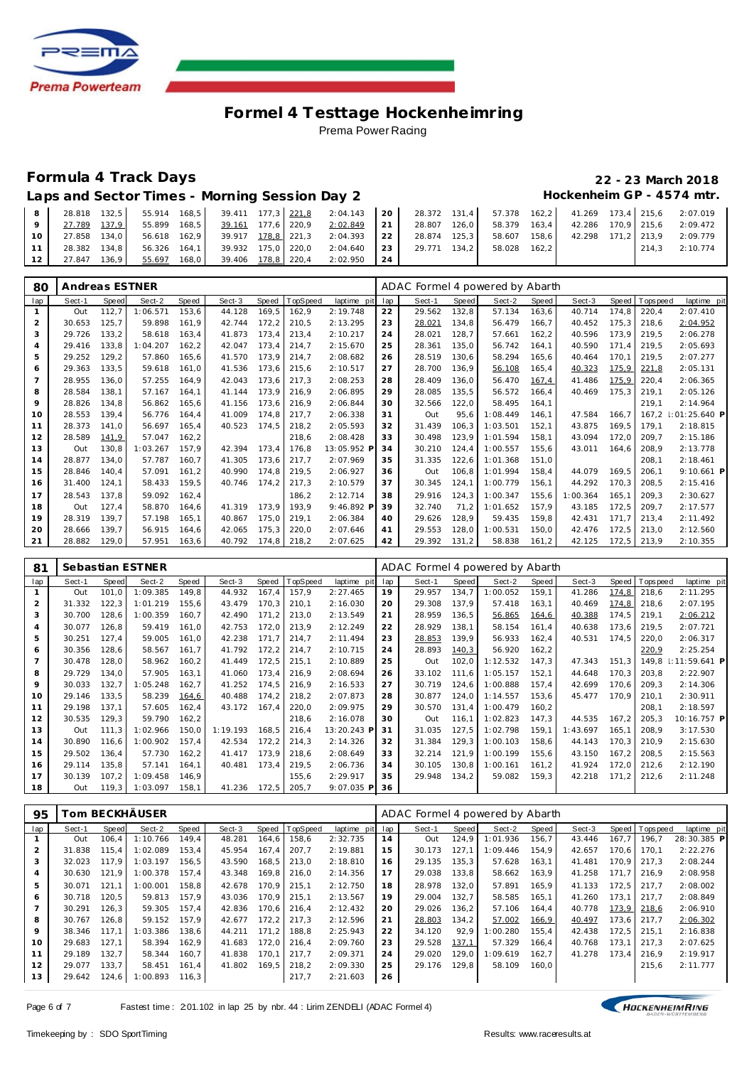# Formel 4 Testtage Hockenheimring

Prema Power Racing

## Formula 4 Track Days

**22 - 23 March 2018**

### Laps and Sector Times - Morning Session Day 2

**Hockenheim GP - 4574 mtr.**

| lap | Sect-1 | Speed | Sect-2 | Speed | Sect-3 | Speed | TopSpeed | laptime pit | lap | Sect-1 | Speed | Sect-2 | Speed | Sect-3 | Speed | Topspeed | laptime pit |
|---|---|---|---|---|---|---|---|---|---|---|---|---|---|---|---|---|---|
| 8 | 28.818 | 132,5 | 55.914 | 168,5 | 39.411 | 177,3 | 221,8 | 2:04.143 | 20 | 28.372 | 131,4 | 57.378 | 162,2 | 41.269 | 173,4 | 215,6 | 2:07.019 |
| 9 | 27.789 | 137,9 | 55.899 | 168,5 | 39.161 | 177,6 | 220,9 | 2:02.849 | 21 | 28.807 | 126,0 | 58.379 | 163,4 | 42.286 | 170,9 | 215,6 | 2:09.472 |
| 10 | 27.858 | 134,0 | 56.618 | 162,9 | 39.917 | 178,8 | 221,3 | 2:04.393 | 22 | 28.874 | 125,3 | 58.607 | 158,6 | 42.298 | 171,2 | 213,9 | 2:09.779 |
| 11 | 28.382 | 134,8 | 56.326 | 164,1 | 39.932 | 175,0 | 220,0 | 2:04.640 | 23 | 29.771 | 134,2 | 58.028 | 162,2 | | | 214,3 | 2:10.774 |
| 12 | 27.847 | 136,9 | 55.697 | 168,0 | 39.406 | 178,8 | 220,4 | 2:02.950 | 24 | | | | | | | | |

**80 Andreas ESTNER** — ADAC Formel 4 powered by Abarth

| lap | Sect-1 | Speed | Sect-2 | Speed | Sect-3 | Speed | TopSpeed | laptime pit | lap | Sect-1 | Speed | Sect-2 | Speed | Sect-3 | Speed | Topspeed | laptime pit |
|---|---|---|---|---|---|---|---|---|---|---|---|---|---|---|---|---|---|
| 1 | Out | 112,7 | 1:06.571 | 153,6 | 44.128 | 169,5 | 162,9 | 2:19.748 | 22 | 29.562 | 132,8 | 57.134 | 163,6 | 40.714 | 174,8 | 220,4 | 2:07.410 |
| 2 | 30.653 | 125,7 | 59.898 | 161,9 | 42.744 | 172,2 | 210,5 | 2:13.295 | 23 | 28.021 | 134,8 | 56.479 | 166,7 | 40.452 | 175,3 | 218,6 | 2:04.952 |
| 3 | 29.726 | 133,2 | 58.618 | 163,4 | 41.873 | 173,4 | 213,4 | 2:10.217 | 24 | 28.021 | 128,7 | 57.661 | 162,2 | 40.596 | 173,9 | 219,5 | 2:06.278 |
| 4 | 29.416 | 133,8 | 1:04.207 | 162,2 | 42.047 | 173,4 | 214,7 | 2:15.670 | 25 | 28.361 | 135,0 | 56.742 | 164,1 | 40.590 | 171,4 | 219,5 | 2:05.693 |
| 5 | 29.252 | 129,2 | 57.860 | 165,6 | 41.570 | 173,9 | 214,7 | 2:08.682 | 26 | 28.519 | 130,6 | 58.294 | 165,6 | 40.464 | 170,1 | 219,5 | 2:07.277 |
| 6 | 29.363 | 133,5 | 59.618 | 161,0 | 41.536 | 173,6 | 215,6 | 2:10.517 | 27 | 28.700 | 136,9 | 56.108 | 165,4 | 40.323 | 175,9 | 221,8 | 2:05.131 |
| 7 | 28.955 | 136,0 | 57.255 | 164,9 | 42.043 | 173,6 | 217,3 | 2:08.253 | 28 | 28.409 | 136,0 | 56.470 | 167,4 | 41.486 | 175,9 | 220,4 | 2:06.365 |
| 8 | 28.584 | 138,1 | 57.167 | 164,1 | 41.144 | 173,9 | 216,9 | 2:06.895 | 29 | 28.085 | 135,5 | 56.572 | 166,4 | 40.469 | 175,3 | 219,1 | 2:05.126 |
| 9 | 28.826 | 134,8 | 56.862 | 165,6 | 41.156 | 173,6 | 216,9 | 2:06.844 | 30 | 32.566 | 122,0 | 58.495 | 164,1 | | | 219,1 | 2:14.964 |
| 10 | 28.553 | 139,4 | 56.776 | 164,4 | 41.009 | 174,8 | 217,7 | 2:06.338 | 31 | Out | 95,6 | 1:08.449 | 146,1 | 47.584 | 166,7 | 167,2 | 1:01:25.640 P |
| 11 | 28.373 | 141,0 | 56.697 | 165,4 | 40.523 | 174,5 | 218,2 | 2:05.593 | 32 | 31.439 | 106,3 | 1:03.501 | 152,1 | 43.875 | 169,5 | 179,1 | 2:18.815 |
| 12 | 28.589 | 141,9 | 57.047 | 162,2 | | | 218,6 | 2:08.428 | 33 | 30.498 | 123,9 | 1:01.594 | 158,1 | 43.094 | 172,0 | 209,7 | 2:15.186 |
| 13 | Out | 130,8 | 1:03.267 | 157,9 | 42.394 | 173,4 | 176,8 | 13:05.952 P | 34 | 30.210 | 124,4 | 1:00.557 | 155,6 | 43.011 | 164,6 | 208,9 | 2:13.778 |
| 14 | 28.877 | 134,0 | 57.787 | 160,7 | 41.305 | 173,6 | 217,7 | 2:07.969 | 35 | 31.335 | 122,6 | 1:01.368 | 151,0 | | | 208,1 | 2:18.461 |
| 15 | 28.846 | 140,4 | 57.091 | 161,2 | 40.990 | 174,8 | 219,5 | 2:06.927 | 36 | Out | 106,8 | 1:01.994 | 158,4 | 44.079 | 169,5 | 206,1 | 9:10.661 P |
| 16 | 31.400 | 124,1 | 58.433 | 159,5 | 40.746 | 174,2 | 217,3 | 2:10.579 | 37 | 30.345 | 124,1 | 1:00.779 | 156,1 | 44.292 | 170,3 | 208,5 | 2:15.416 |
| 17 | 28.543 | 137,8 | 59.092 | 162,4 | | | 186,2 | 2:12.714 | 38 | 29.916 | 124,3 | 1:00.347 | 155,6 | 1:00.364 | 165,1 | 209,3 | 2:30.627 |
| 18 | Out | 127,4 | 58.870 | 164,6 | 41.319 | 173,9 | 193,9 | 9:46.892 P | 39 | 32.740 | 71,2 | 1:01.652 | 157,9 | 43.185 | 172,5 | 209,7 | 2:17.577 |
| 19 | 28.319 | 139,7 | 57.198 | 165,1 | 40.867 | 175,0 | 219,1 | 2:06.384 | 40 | 29.626 | 128,9 | 59.435 | 159,8 | 42.431 | 171,7 | 213,4 | 2:11.492 |
| 20 | 28.666 | 139,7 | 56.915 | 164,6 | 42.065 | 175,3 | 220,0 | 2:07.646 | 41 | 29.553 | 128,0 | 1:00.531 | 150,0 | 42.476 | 172,5 | 213,0 | 2:12.560 |
| 21 | 28.882 | 129,0 | 57.951 | 163,6 | 40.792 | 174,8 | 218,2 | 2:07.625 | 42 | 29.392 | 131,2 | 58.838 | 161,2 | 42.125 | 172,5 | 213,9 | 2:10.355 |

**81 Sebastian ESTNER** — ADAC Formel 4 powered by Abarth

| lap | Sect-1 | Speed | Sect-2 | Speed | Sect-3 | Speed | TopSpeed | laptime pit | lap | Sect-1 | Speed | Sect-2 | Speed | Sect-3 | Speed | Topspeed | laptime pit |
|---|---|---|---|---|---|---|---|---|---|---|---|---|---|---|---|---|---|
| 1 | Out | 101,0 | 1:09.385 | 149,8 | 44.932 | 167,4 | 157,9 | 2:27.465 | 19 | 29.957 | 134,7 | 1:00.052 | 159,1 | 41.286 | 174,8 | 218,6 | 2:11.295 |
| 2 | 31.332 | 122,3 | 1:01.219 | 155,6 | 43.479 | 170,3 | 210,1 | 2:16.030 | 20 | 29.308 | 137,9 | 57.418 | 163,1 | 40.469 | 174,8 | 218,6 | 2:07.195 |
| 3 | 30.700 | 128,6 | 1:00.359 | 160,7 | 42.490 | 171,2 | 213,0 | 2:13.549 | 21 | 28.959 | 136,5 | 56.865 | 164,6 | 40.388 | 174,5 | 219,1 | 2:06.212 |
| 4 | 30.077 | 126,8 | 59.419 | 161,0 | 42.753 | 172,0 | 213,9 | 2:12.249 | 22 | 28.929 | 138,1 | 58.154 | 161,4 | 40.638 | 173,6 | 219,5 | 2:07.721 |
| 5 | 30.251 | 127,4 | 59.005 | 161,0 | 42.238 | 171,7 | 214,7 | 2:11.494 | 23 | 28.853 | 139,9 | 56.933 | 162,4 | 40.531 | 174,5 | 220,0 | 2:06.317 |
| 6 | 30.356 | 128,6 | 58.567 | 161,7 | 41.792 | 172,2 | 214,7 | 2:10.715 | 24 | 28.893 | 140,3 | 56.920 | 162,2 | | | 220,9 | 2:25.254 |
| 7 | 30.478 | 128,0 | 58.962 | 160,2 | 41.449 | 172,5 | 215,1 | 2:10.889 | 25 | Out | 102,0 | 1:12.532 | 147,3 | 47.343 | 151,3 | 149,8 | 1:11:59.641 P |
| 8 | 29.729 | 134,0 | 57.905 | 163,1 | 41.060 | 173,4 | 216,9 | 2:08.694 | 26 | 33.102 | 111,6 | 1:05.157 | 152,1 | 44.648 | 170,3 | 203,8 | 2:22.907 |
| 9 | 30.033 | 132,7 | 1:05.248 | 162,7 | 41.252 | 174,5 | 216,9 | 2:16.533 | 27 | 30.719 | 124,6 | 1:00.888 | 157,4 | 42.699 | 170,6 | 209,3 | 2:14.306 |
| 10 | 29.146 | 133,5 | 58.239 | 164,6 | 40.488 | 174,2 | 218,2 | 2:07.873 | 28 | 30.877 | 124,0 | 1:14.557 | 153,6 | 45.477 | 170,9 | 210,1 | 2:30.911 |
| 11 | 29.198 | 137,1 | 57.605 | 162,4 | 43.172 | 167,4 | 220,0 | 2:09.975 | 29 | 30.570 | 131,4 | 1:00.479 | 160,2 | | | 208,1 | 2:18.597 |
| 12 | 30.535 | 129,3 | 59.790 | 162,2 | | | 218,6 | 2:16.078 | 30 | Out | 116,1 | 1:02.823 | 147,3 | 44.535 | 167,2 | 205,3 | 10:16.757 P |
| 13 | Out | 111,3 | 1:02.966 | 150,0 | 1:19.193 | 168,5 | 216,4 | 13:20.243 P | 31 | 31.035 | 127,5 | 1:02.798 | 159,1 | 1:43.697 | 165,1 | 208,9 | 3:17.530 |
| 14 | 30.890 | 116,6 | 1:00.902 | 157,4 | 42.534 | 172,2 | 214,3 | 2:14.326 | 32 | 31.384 | 129,3 | 1:00.103 | 158,6 | 44.143 | 170,3 | 210,9 | 2:15.630 |
| 15 | 29.502 | 136,4 | 57.730 | 162,2 | 41.417 | 173,9 | 218,6 | 2:08.649 | 33 | 32.214 | 121,9 | 1:00.199 | 155,6 | 43.150 | 167,2 | 208,5 | 2:15.563 |
| 16 | 29.114 | 135,8 | 57.141 | 164,1 | 40.481 | 173,4 | 219,5 | 2:06.736 | 34 | 30.105 | 130,8 | 1:00.161 | 161,2 | 41.924 | 172,0 | 212,6 | 2:12.190 |
| 17 | 30.139 | 107,2 | 1:09.458 | 146,9 | | | 155,6 | 2:29.917 | 35 | 29.948 | 134,2 | 59.082 | 159,3 | 42.218 | 171,2 | 212,6 | 2:11.248 |
| 18 | Out | 119,3 | 1:03.097 | 158,1 | 41.236 | 172,5 | 205,7 | 9:07.035 P | 36 | | | | | | | | |

**95 Tom BECKHÄUSER** — ADAC Formel 4 powered by Abarth

| lap | Sect-1 | Speed | Sect-2 | Speed | Sect-3 | Speed | TopSpeed | laptime pit | lap | Sect-1 | Speed | Sect-2 | Speed | Sect-3 | Speed | Topspeed | laptime pit |
|---|---|---|---|---|---|---|---|---|---|---|---|---|---|---|---|---|---|
| 1 | Out | 106,4 | 1:10.766 | 149,4 | 48.281 | 164,6 | 158,6 | 2:32.735 | 14 | Out | 124,9 | 1:01.936 | 156,7 | 43.446 | 167,7 | 196,7 | 28:30.385 P |
| 2 | 31.838 | 115,4 | 1:02.089 | 153,4 | 45.954 | 167,4 | 207,7 | 2:19.881 | 15 | 30.173 | 127,1 | 1:09.446 | 154,9 | 42.657 | 170,6 | 170,1 | 2:22.276 |
| 3 | 32.023 | 117,9 | 1:03.197 | 156,5 | 43.590 | 168,5 | 213,0 | 2:18.810 | 16 | 29.135 | 135,3 | 57.628 | 163,1 | 41.481 | 170,9 | 217,3 | 2:08.244 |
| 4 | 30.630 | 121,9 | 1:00.378 | 157,4 | 43.348 | 169,8 | 216,0 | 2:14.356 | 17 | 29.038 | 133,8 | 58.662 | 163,9 | 41.258 | 171,7 | 216,9 | 2:08.958 |
| 5 | 30.071 | 121,1 | 1:00.001 | 158,8 | 42.678 | 170,9 | 215,1 | 2:12.750 | 18 | 28.978 | 132,0 | 57.891 | 165,9 | 41.133 | 172,5 | 217,7 | 2:08.002 |
| 6 | 30.718 | 120,5 | 59.813 | 157,9 | 43.036 | 170,9 | 215,1 | 2:13.567 | 19 | 29.004 | 132,7 | 58.585 | 165,1 | 41.260 | 173,1 | 217,7 | 2:08.849 |
| 7 | 30.291 | 126,3 | 59.305 | 157,4 | 42.836 | 170,6 | 216,4 | 2:12.432 | 20 | 29.026 | 136,2 | 57.106 | 164,4 | 40.778 | 173,9 | 218,6 | 2:06.910 |
| 8 | 30.767 | 126,8 | 59.152 | 157,9 | 42.677 | 172,2 | 217,3 | 2:12.596 | 21 | 28.803 | 134,2 | 57.002 | 166,9 | 40.497 | 173,6 | 217,7 | 2:06.302 |
| 9 | 38.346 | 117,1 | 1:03.386 | 138,6 | 44.211 | 171,2 | 188,8 | 2:25.943 | 22 | 34.120 | 92,9 | 1:00.280 | 155,4 | 42.438 | 172,5 | 215,1 | 2:16.838 |
| 10 | 29.683 | 127,1 | 58.394 | 162,9 | 41.683 | 172,0 | 216,4 | 2:09.760 | 23 | 29.528 | 137,1 | 57.329 | 166,4 | 40.768 | 173,1 | 217,3 | 2:07.625 |
| 11 | 29.189 | 132,7 | 58.344 | 160,7 | 41.838 | 170,1 | 217,7 | 2:09.371 | 24 | 29.020 | 129,0 | 1:09.619 | 162,7 | 41.278 | 173,4 | 216,9 | 2:19.917 |
| 12 | 29.077 | 133,7 | 58.451 | 161,4 | 41.802 | 169,5 | 218,2 | 2:09.330 | 25 | 29.176 | 129,8 | 58.109 | 160,0 | | | 215,6 | 2:11.777 |
| 13 | 29.642 | 124,6 | 1:00.893 | 116,3 | | | 217,7 | 2:21.603 | 26 | | | | | | | | |

Fastest time : 2:01.102 in lap 25 by nbr. 44 : Lirim ZENDELI (ADAC Formel 4)

Timekeeping by : SDO SportTiming

Results: www.raceresults.at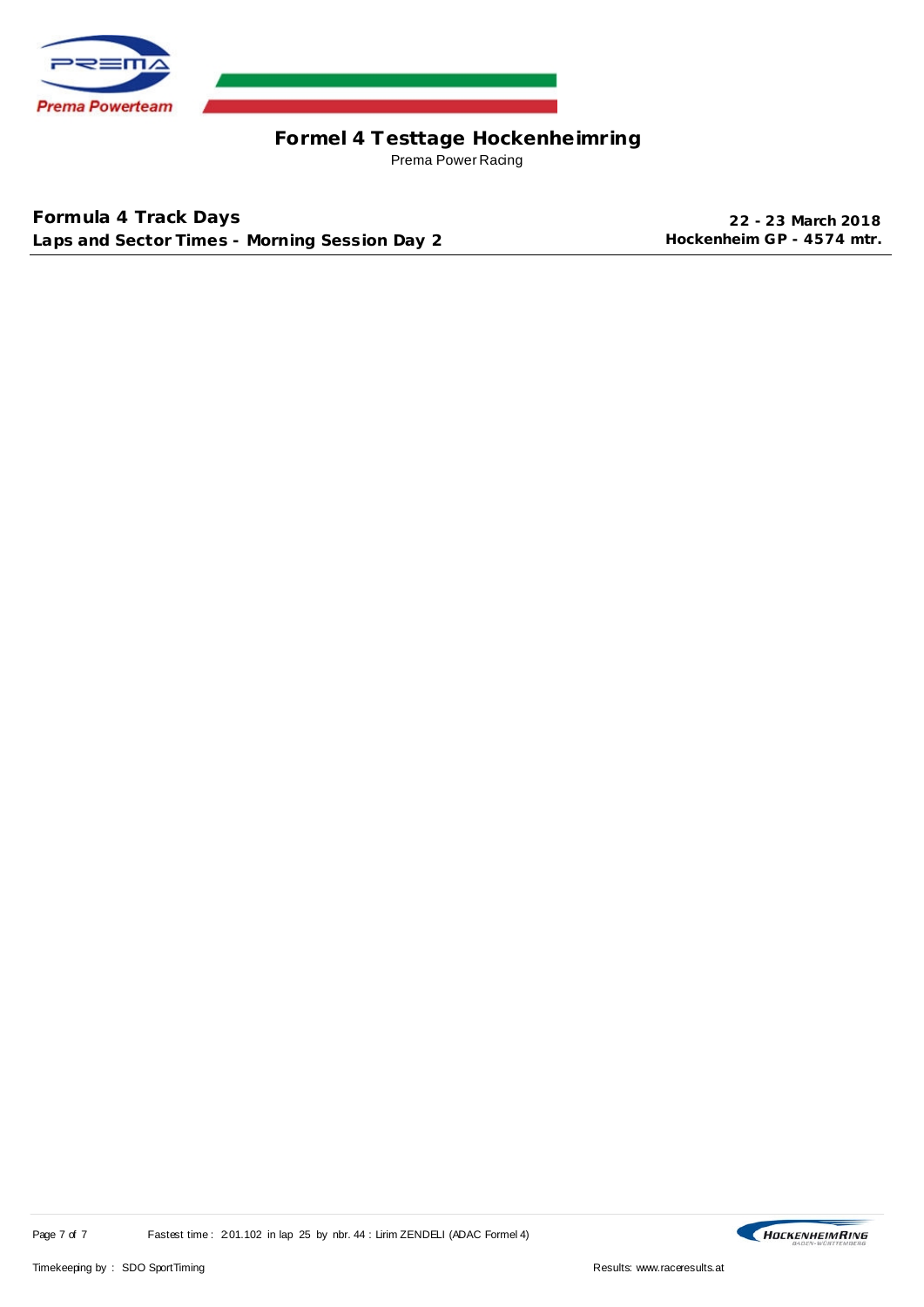# Formel 4 Testtage Hockenheimring

Prema Power Racing

**Formula 4 Track Days**
**Laps and Sector Times - Morning Session Day 2**

**22 - 23 March 2018**
**Hockenheim GP - 4574 mtr.**

Fastest time : 2:01.102 in lap 25 by nbr. 44 : Lirim ZENDELI (ADAC Formel 4)

Timekeeping by : SDO SportTiming

Results: www.raceresults.at